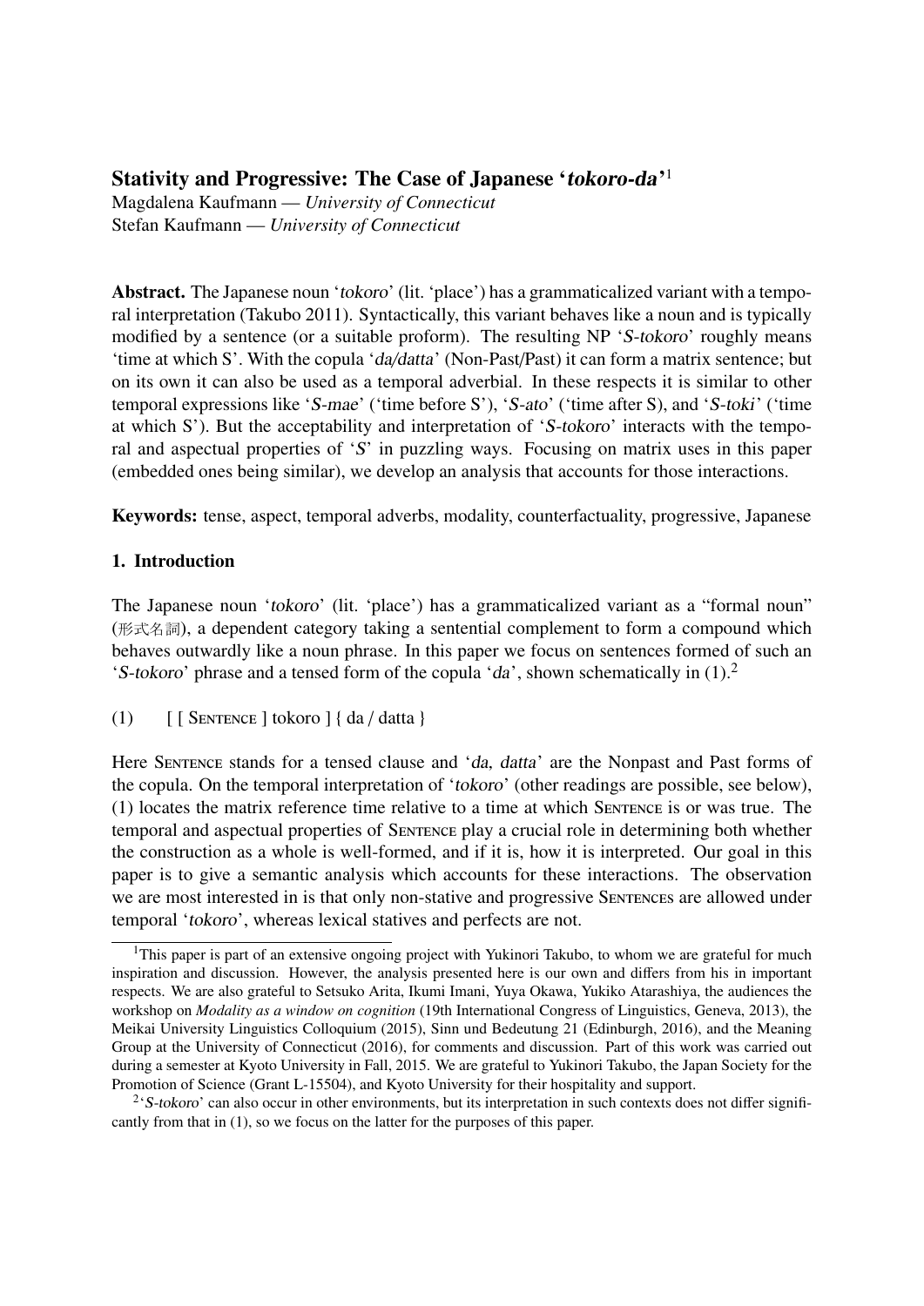# Stativity and Progressive: The Case of Japanese '*tokoro-da*'[1]

Magdalena Kaufmann — *University of Connecticut*
Stefan Kaufmann — *University of Connecticut*

**Abstract.** The Japanese noun '*tokoro*' (lit. 'place') has a grammaticalized variant with a temporal interpretation (Takubo 2011). Syntactically, this variant behaves like a noun and is typically modified by a sentence (or a suitable proform). The resulting NP '*S-tokoro*' roughly means 'time at which S'. With the copula '*da/datta*' (Non-Past/Past) it can form a matrix sentence; but on its own it can also be used as a temporal adverbial. In these respects it is similar to other temporal expressions like '*S-mae*' ('time before S'), '*S-ato*' ('time after S), and '*S-toki*' ('time at which S'). But the acceptability and interpretation of '*S-tokoro*' interacts with the temporal and aspectual properties of '*S*' in puzzling ways. Focusing on matrix uses in this paper (embedded ones being similar), we develop an analysis that accounts for those interactions.

**Keywords:** tense, aspect, temporal adverbs, modality, counterfactuality, progressive, Japanese

## 1. Introduction

The Japanese noun '*tokoro*' (lit. 'place') has a grammaticalized variant as a "formal noun" (形式名詞), a dependent category taking a sentential complement to form a compound which behaves outwardly like a noun phrase. In this paper we focus on sentences formed of such an '*S-tokoro*' phrase and a tensed form of the copula '*da*', shown schematically in (1).[2]

(1) [ [ Sentence ] tokoro ] { da / datta }

Here Sentence stands for a tensed clause and '*da, datta*' are the Nonpast and Past forms of the copula. On the temporal interpretation of '*tokoro*' (other readings are possible, see below), (1) locates the matrix reference time relative to a time at which Sentence is or was true. The temporal and aspectual properties of Sentence play a crucial role in determining both whether the construction as a whole is well-formed, and if it is, how it is interpreted. Our goal in this paper is to give a semantic analysis which accounts for these interactions. The observation we are most interested in is that only non-stative and progressive Sentences are allowed under temporal '*tokoro*', whereas lexical statives and perfects are not.

---

[1] This paper is part of an extensive ongoing project with Yukinori Takubo, to whom we are grateful for much inspiration and discussion. However, the analysis presented here is our own and differs from his in important respects. We are also grateful to Setsuko Arita, Ikumi Imani, Yuya Okawa, Yukiko Atarashiya, the audiences the workshop on *Modality as a window on cognition* (19th International Congress of Linguistics, Geneva, 2013), the Meikai University Linguistics Colloquium (2015), Sinn und Bedeutung 21 (Edinburgh, 2016), and the Meaning Group at the University of Connecticut (2016), for comments and discussion. Part of this work was carried out during a semester at Kyoto University in Fall, 2015. We are grateful to Yukinori Takubo, the Japan Society for the Promotion of Science (Grant L-15504), and Kyoto University for their hospitality and support.

[2] '*S-tokoro*' can also occur in other environments, but its interpretation in such contexts does not differ significantly from that in (1), so we focus on the latter for the purposes of this paper.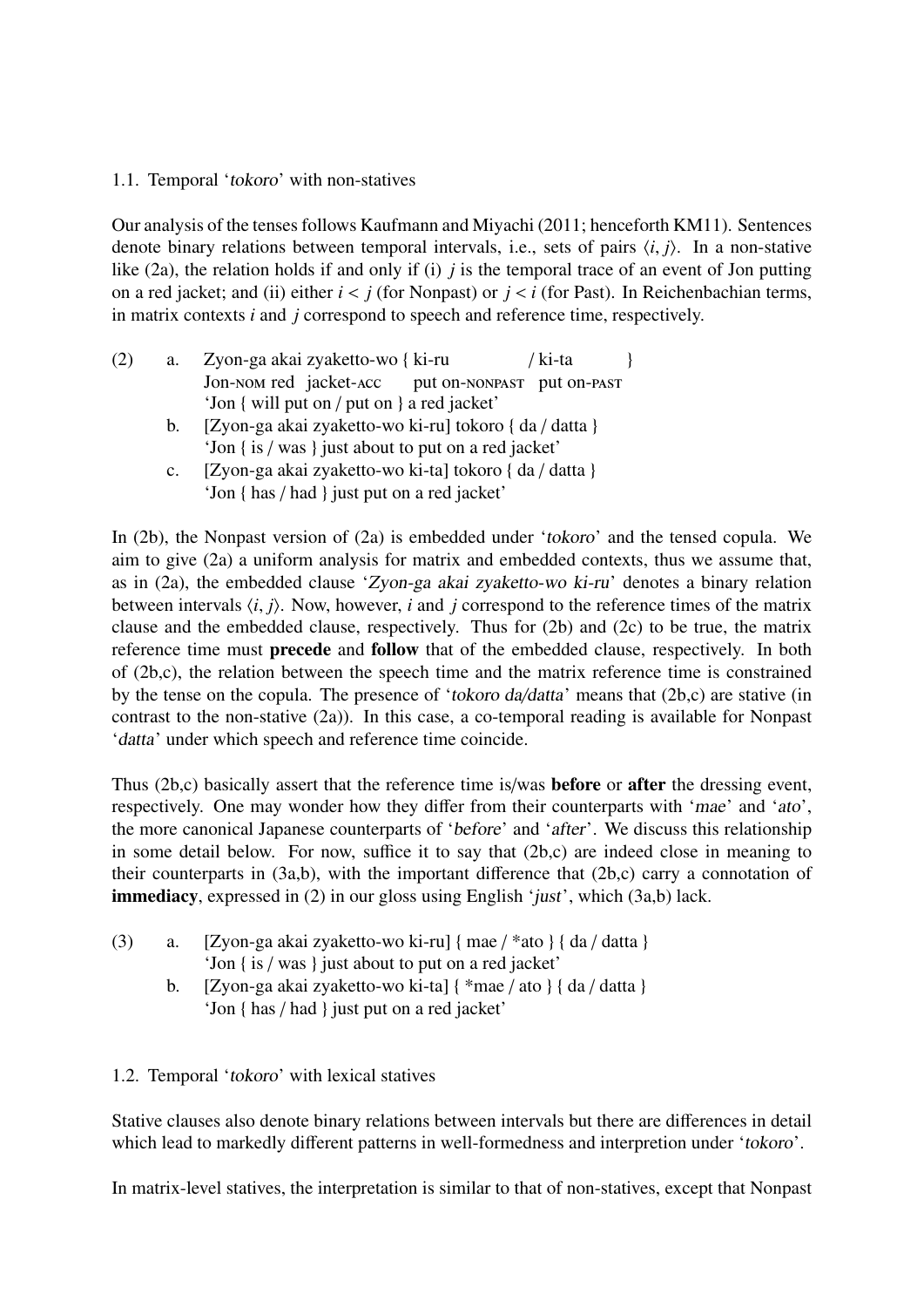## 1.1. Temporal '*tokoro*' with non-statives

Our analysis of the tenses follows Kaufmann and Miyachi (2011; henceforth KM11). Sentences denote binary relations between temporal intervals, i.e., sets of pairs ⟨*i*, *j*⟩. In a non-stative like (2a), the relation holds if and only if (i) *j* is the temporal trace of an event of Jon putting on a red jacket; and (ii) either $i < j$ (for Nonpast) or $j < i$ (for Past). In Reichenbachian terms, in matrix contexts *i* and *j* correspond to speech and reference time, respectively.

(2) a. Zyon-ga akai zyaketto-wo { ki-ru / ki-ta }
   Jon-NOM red jacket-ACC put on-NONPAST put on-PAST
   'Jon { will put on / put on } a red jacket'

  b. [Zyon-ga akai zyaketto-wo ki-ru] tokoro { da / datta }
   'Jon { is / was } just about to put on a red jacket'

  c. [Zyon-ga akai zyaketto-wo ki-ta] tokoro { da / datta }
   'Jon { has / had } just put on a red jacket'

In (2b), the Nonpast version of (2a) is embedded under '*tokoro*' and the tensed copula. We aim to give (2a) a uniform analysis for matrix and embedded contexts, thus we assume that, as in (2a), the embedded clause '*Zyon-ga akai zyaketto-wo ki-ru*' denotes a binary relation between intervals ⟨*i*, *j*⟩. Now, however, *i* and *j* correspond to the reference times of the matrix clause and the embedded clause, respectively. Thus for (2b) and (2c) to be true, the matrix reference time must **precede** and **follow** that of the embedded clause, respectively. In both of (2b,c), the relation between the speech time and the matrix reference time is constrained by the tense on the copula. The presence of '*tokoro da/datta*' means that (2b,c) are stative (in contrast to the non-stative (2a)). In this case, a co-temporal reading is available for Nonpast '*datta*' under which speech and reference time coincide.

Thus (2b,c) basically assert that the reference time is/was **before** or **after** the dressing event, respectively. One may wonder how they differ from their counterparts with '*mae*' and '*ato*', the more canonical Japanese counterparts of '*before*' and '*after*'. We discuss this relationship in some detail below. For now, suffice it to say that (2b,c) are indeed close in meaning to their counterparts in (3a,b), with the important difference that (2b,c) carry a connotation of **immediacy**, expressed in (2) in our gloss using English '*just*', which (3a,b) lack.

(3) a. [Zyon-ga akai zyaketto-wo ki-ru] { mae / *ato } { da / datta }
   'Jon { is / was } just about to put on a red jacket'

  b. [Zyon-ga akai zyaketto-wo ki-ta] { *mae / ato } { da / datta }
   'Jon { has / had } just put on a red jacket'

## 1.2. Temporal '*tokoro*' with lexical statives

Stative clauses also denote binary relations between intervals but there are differences in detail which lead to markedly different patterns in well-formedness and interpretion under '*tokoro*'.

In matrix-level statives, the interpretation is similar to that of non-statives, except that Nonpast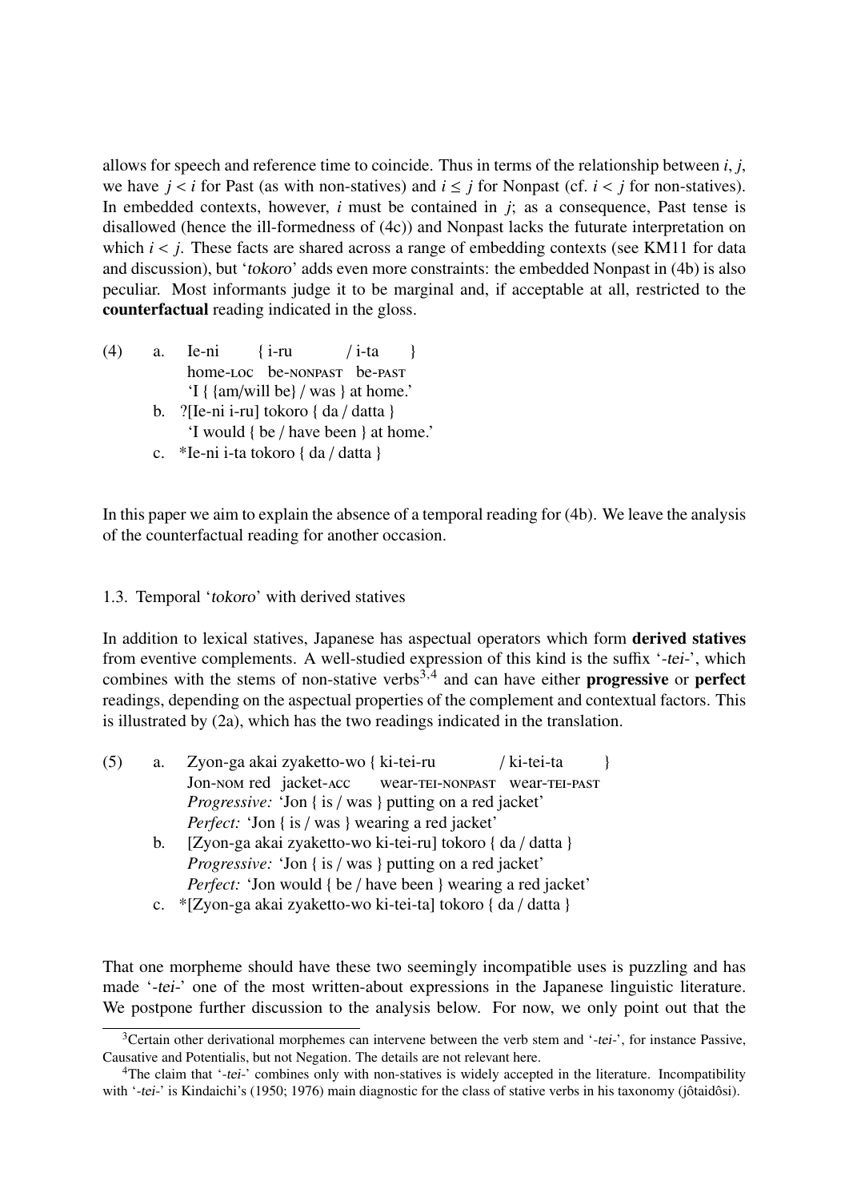allows for speech and reference time to coincide. Thus in terms of the relationship between $i$, $j$, we have $j < i$ for Past (as with non-statives) and $i \leq j$ for Nonpast (cf. $i < j$ for non-statives). In embedded contexts, however, $i$ must be contained in $j$; as a consequence, Past tense is disallowed (hence the ill-formedness of (4c)) and Nonpast lacks the futurate interpretation on which $i < j$. These facts are shared across a range of embedding contexts (see KM11 for data and discussion), but '*tokoro*' adds even more constraints: the embedded Nonpast in (4b) is also peculiar. Most informants judge it to be marginal and, if acceptable at all, restricted to the **counterfactual** reading indicated in the gloss.

(4) a. Ie-ni { i-ru / i-ta }
home-LOC be-NONPAST be-PAST
'I { {am/will be} / was } at home.'

b. ?[Ie-ni i-ru] tokoro { da / datta }
'I would { be / have been } at home.'

c. *Ie-ni i-ta tokoro { da / datta }

In this paper we aim to explain the absence of a temporal reading for (4b). We leave the analysis of the counterfactual reading for another occasion.

### 1.3. Temporal '*tokoro*' with derived statives

In addition to lexical statives, Japanese has aspectual operators which form **derived statives** from eventive complements. A well-studied expression of this kind is the suffix '*-tei-*', which combines with the stems of non-stative verbs[3,4] and can have either **progressive** or **perfect** readings, depending on the aspectual properties of the complement and contextual factors. This is illustrated by (2a), which has the two readings indicated in the translation.

(5) a. Zyon-ga akai zyaketto-wo { ki-tei-ru / ki-tei-ta }
Jon-NOM red jacket-ACC wear-TEI-NONPAST wear-TEI-PAST
*Progressive:* 'Jon { is / was } putting on a red jacket'
*Perfect:* 'Jon { is / was } wearing a red jacket'

b. [Zyon-ga akai zyaketto-wo ki-tei-ru] tokoro { da / datta }
*Progressive:* 'Jon { is / was } putting on a red jacket'
*Perfect:* 'Jon would { be / have been } wearing a red jacket'

c. *[Zyon-ga akai zyaketto-wo ki-tei-ta] tokoro { da / datta }

That one morpheme should have these two seemingly incompatible uses is puzzling and has made '*-tei-*' one of the most written-about expressions in the Japanese linguistic literature. We postpone further discussion to the analysis below. For now, we only point out that the

[3]Certain other derivational morphemes can intervene between the verb stem and '*-tei-*', for instance Passive, Causative and Potentialis, but not Negation. The details are not relevant here.

[4]The claim that '*-tei-*' combines only with non-statives is widely accepted in the literature. Incompatibility with '*-tei-*' is Kindaichi's (1950; 1976) main diagnostic for the class of stative verbs in his taxonomy (jôtaidôsi).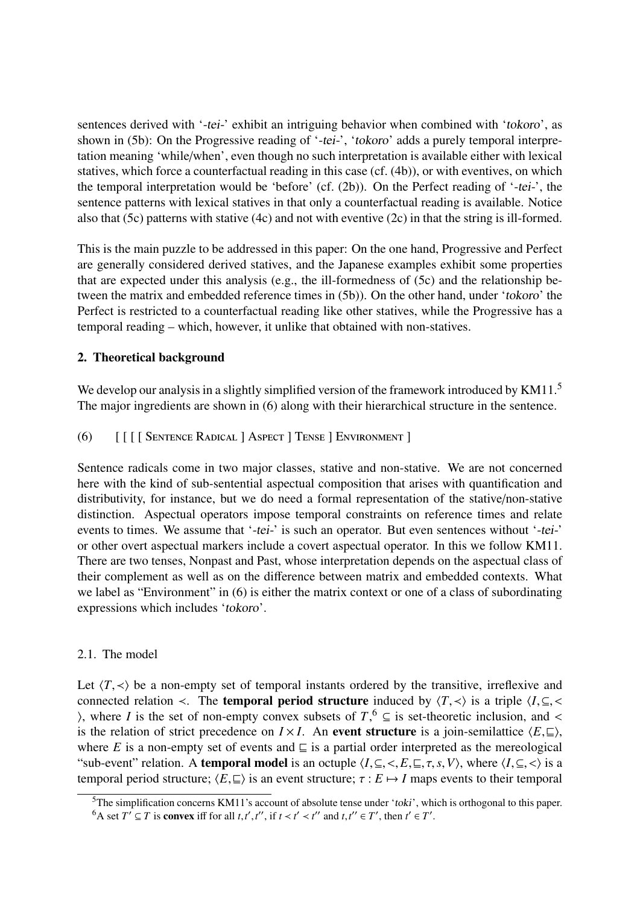sentences derived with '*-tei-*' exhibit an intriguing behavior when combined with '*tokoro*', as shown in (5b): On the Progressive reading of '*-tei-*', '*tokoro*' adds a purely temporal interpretation meaning 'while/when', even though no such interpretation is available either with lexical statives, which force a counterfactual reading in this case (cf. (4b)), or with eventives, on which the temporal interpretation would be 'before' (cf. (2b)). On the Perfect reading of '*-tei-*', the sentence patterns with lexical statives in that only a counterfactual reading is available. Notice also that (5c) patterns with stative (4c) and not with eventive (2c) in that the string is ill-formed.

This is the main puzzle to be addressed in this paper: On the one hand, Progressive and Perfect are generally considered derived statives, and the Japanese examples exhibit some properties that are expected under this analysis (e.g., the ill-formedness of (5c) and the relationship between the matrix and embedded reference times in (5b)). On the other hand, under '*tokoro*' the Perfect is restricted to a counterfactual reading like other statives, while the Progressive has a temporal reading – which, however, it unlike that obtained with non-statives.

## 2. Theoretical background

We develop our analysis in a slightly simplified version of the framework introduced by KM11.[5] The major ingredients are shown in (6) along with their hierarchical structure in the sentence.

(6) [ [ [ [ Sentence Radical ] Aspect ] Tense ] Environment ]

Sentence radicals come in two major classes, stative and non-stative. We are not concerned here with the kind of sub-sentential aspectual composition that arises with quantification and distributivity, for instance, but we do need a formal representation of the stative/non-stative distinction. Aspectual operators impose temporal constraints on reference times and relate events to times. We assume that '*-tei-*' is such an operator. But even sentences without '*-tei-*' or other overt aspectual markers include a covert aspectual operator. In this we follow KM11. There are two tenses, Nonpast and Past, whose interpretation depends on the aspectual class of their complement as well as on the difference between matrix and embedded contexts. What we label as "Environment" in (6) is either the matrix context or one of a class of subordinating expressions which includes '*tokoro*'.

### 2.1. The model

Let $\langle T, \prec \rangle$ be a non-empty set of temporal instants ordered by the transitive, irreflexive and connected relation $\prec$. The **temporal period structure** induced by $\langle T, \prec \rangle$ is a triple $\langle I, \subseteq, < \rangle$, where $I$ is the set of non-empty convex subsets of $T$,[6] $\subseteq$ is set-theoretic inclusion, and $<$ is the relation of strict precedence on $I \times I$. An **event structure** is a join-semilattice $\langle E, \sqsubseteq \rangle$, where $E$ is a non-empty set of events and $\sqsubseteq$ is a partial order interpreted as the mereological "sub-event" relation. A **temporal model** is an octuple $\langle I, \subseteq, <, E, \sqsubseteq, \tau, s, V \rangle$, where $\langle I, \subseteq, < \rangle$ is a temporal period structure; $\langle E, \sqsubseteq \rangle$ is an event structure; $\tau : E \mapsto I$ maps events to their temporal

[5] The simplification concerns KM11's account of absolute tense under '*toki*', which is orthogonal to this paper.

[6] A set $T' \subseteq T$ is **convex** iff for all $t, t', t''$, if $t \prec t' \prec t''$ and $t, t'' \in T'$, then $t' \in T'$.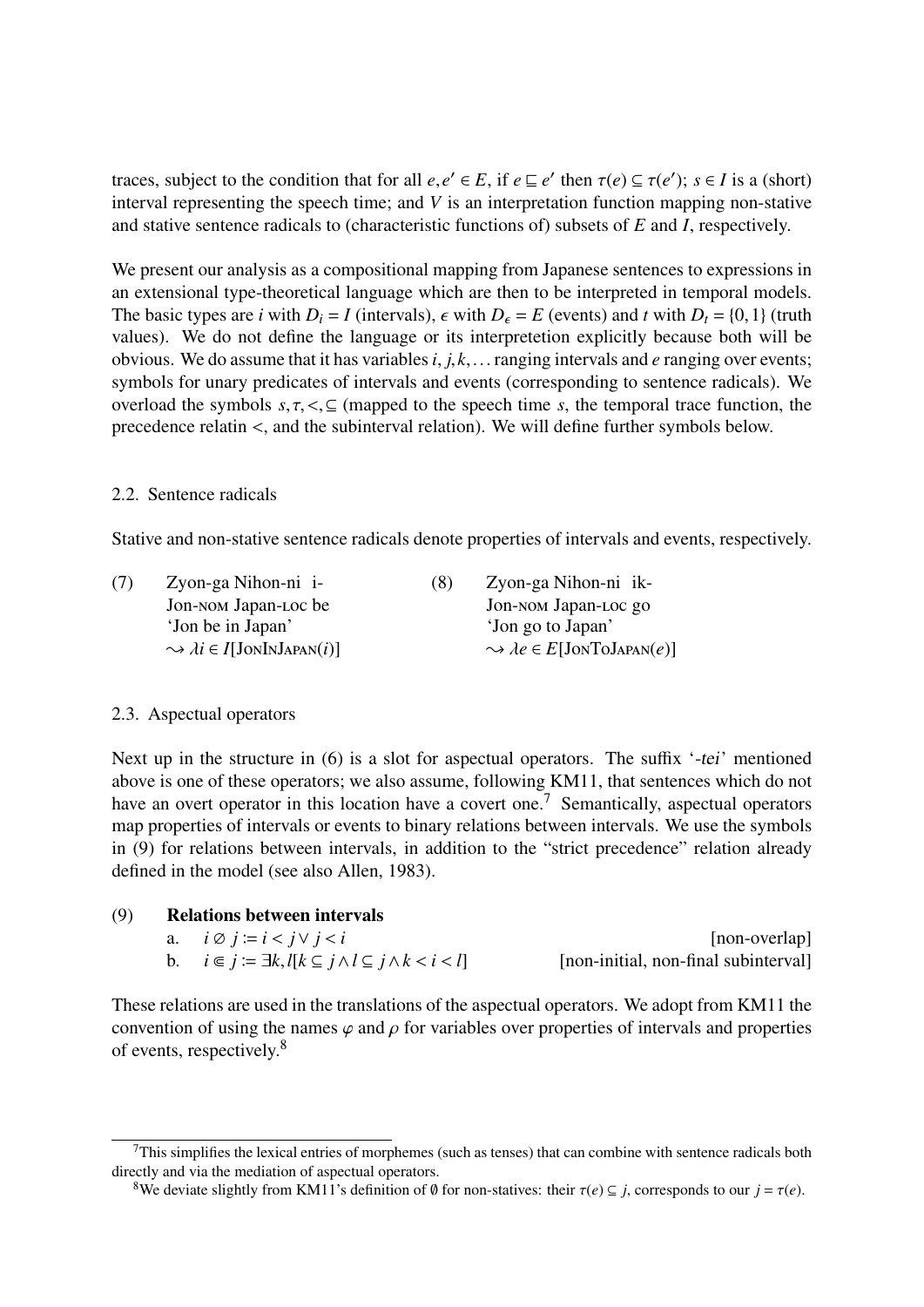traces, subject to the condition that for all $e, e' \in E$, if $e \sqsubseteq e'$ then $\tau(e) \subseteq \tau(e')$; $s \in I$ is a (short) interval representing the speech time; and $V$ is an interpretation function mapping non-stative and stative sentence radicals to (characteristic functions of) subsets of $E$ and $I$, respectively.

We present our analysis as a compositional mapping from Japanese sentences to expressions in an extensional type-theoretical language which are then to be interpreted in temporal models. The basic types are $i$ with $D_i = I$ (intervals), $\epsilon$ with $D_\epsilon = E$ (events) and $t$ with $D_t = \{0, 1\}$ (truth values). We do not define the language or its interpretetion explicitly because both will be obvious. We do assume that it has variables $i, j, k, \ldots$ ranging intervals and $e$ ranging over events; symbols for unary predicates of intervals and events (corresponding to sentence radicals). We overload the symbols $s, \tau, <, \subseteq$ (mapped to the speech time $s$, the temporal trace function, the precedence relatin $<$, and the subinterval relation). We will define further symbols below.

## 2.2. Sentence radicals

Stative and non-stative sentence radicals denote properties of intervals and events, respectively.

(7) Zyon-ga Nihon-ni i-
Jon-NOM Japan-LOC be
'Jon be in Japan'
$\rightsquigarrow \lambda i \in I[\text{JONINJAPAN}(i)]$

(8) Zyon-ga Nihon-ni ik-
Jon-NOM Japan-LOC go
'Jon go to Japan'
$\rightsquigarrow \lambda e \in E[\text{JONTOJAPAN}(e)]$

## 2.3. Aspectual operators

Next up in the structure in (6) is a slot for aspectual operators. The suffix '*-tei*' mentioned above is one of these operators; we also assume, following KM11, that sentences which do not have an overt operator in this location have a covert one.[7] Semantically, aspectual operators map properties of intervals or events to binary relations between intervals. We use the symbols in (9) for relations between intervals, in addition to the "strict precedence" relation already defined in the model (see also Allen, 1983).

(9) **Relations between intervals**

a. $i \varnothing j := i < j \vee j < i$ [non-overlap]

b. $i \Subset j := \exists k, l[k \subseteq j \wedge l \subseteq j \wedge k < i < l]$ [non-initial, non-final subinterval]

These relations are used in the translations of the aspectual operators. We adopt from KM11 the convention of using the names $\varphi$ and $\rho$ for variables over properties of intervals and properties of events, respectively.[8]

---

[7] This simplifies the lexical entries of morphemes (such as tenses) that can combine with sentence radicals both directly and via the mediation of aspectual operators.

[8] We deviate slightly from KM11's definition of $\emptyset$ for non-statives: their $\tau(e) \subseteq j$, corresponds to our $j = \tau(e)$.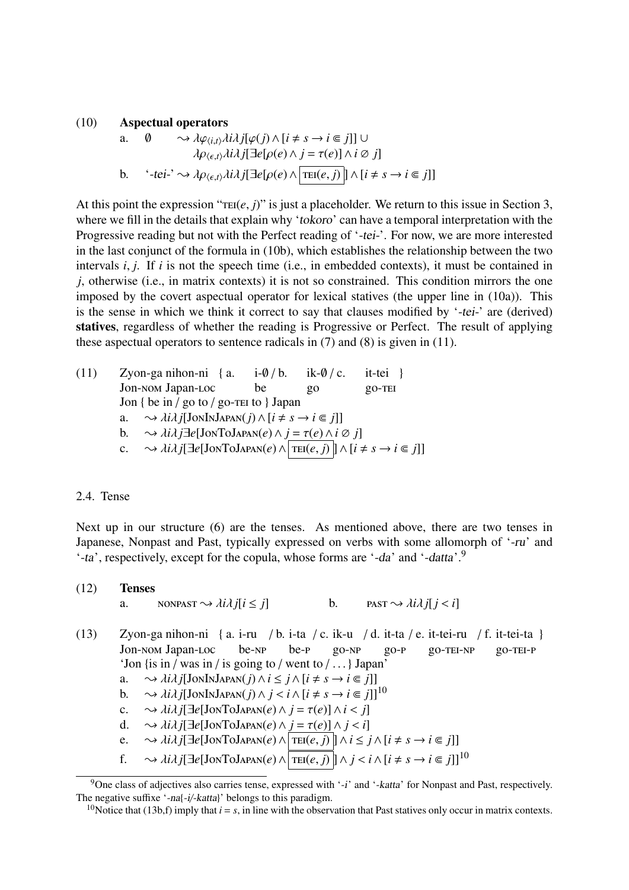(10) **Aspectual operators**

a. $\emptyset \quad \rightsquigarrow \lambda\varphi_{\langle i,t\rangle}\lambda i\lambda j[\varphi(j) \wedge [i \neq s \rightarrow i \Subset j]] \cup$
$\lambda\rho_{\langle\epsilon,t\rangle}\lambda i\lambda j[\exists e[\rho(e) \wedge j = \tau(e)] \wedge i \varnothing j]$

b. '*-tei-*' $\rightsquigarrow \lambda\rho_{\langle\epsilon,t\rangle}\lambda i\lambda j[\exists e[\rho(e) \wedge \boxed{\text{TEI}(e,j)}] \wedge [i \neq s \rightarrow i \Subset j]]$

At this point the expression "TEI$(e, j)$" is just a placeholder. We return to this issue in Section 3, where we fill in the details that explain why '*tokoro*' can have a temporal interpretation with the Progressive reading but not with the Perfect reading of '*-tei-*'. For now, we are more interested in the last conjunct of the formula in (10b), which establishes the relationship between the two intervals $i, j$. If $i$ is not the speech time (i.e., in embedded contexts), it must be contained in $j$, otherwise (i.e., in matrix contexts) it is not so constrained. This condition mirrors the one imposed by the covert aspectual operator for lexical statives (the upper line in (10a)). This is the sense in which we think it correct to say that clauses modified by '*-tei-*' are (derived) **statives**, regardless of whether the reading is Progressive or Perfect. The result of applying these aspectual operators to sentence radicals in (7) and (8) is given in (11).

(11) Zyon-ga nihon-ni { a. i-∅ / b. ik-∅ / c. it-tei }
Jon-NOM Japan-LOC be go go-TEI
Jon { be in / go to / go-TEI to } Japan

a. $\rightsquigarrow \lambda i\lambda j[\text{JonInJapan}(j) \wedge [i \neq s \rightarrow i \Subset j]]$

b. $\rightsquigarrow \lambda i\lambda j\exists e[\text{JonToJapan}(e) \wedge j = \tau(e) \wedge i \varnothing j]$

c. $\rightsquigarrow \lambda i\lambda j[\exists e[\text{JonToJapan}(e) \wedge \boxed{\text{TEI}(e,j)}] \wedge [i \neq s \rightarrow i \Subset j]]$

## 2.4. Tense

Next up in our structure (6) are the tenses. As mentioned above, there are two tenses in Japanese, Nonpast and Past, typically expressed on verbs with some allomorph of '*-ru*' and '*-ta*', respectively, except for the copula, whose forms are '*-da*' and '*-datta*'.[9]

(12) **Tenses**

a. NONPAST $\rightsquigarrow \lambda i\lambda j[i \leq j]$ b. PAST $\rightsquigarrow \lambda i\lambda j[j < i]$

(13) Zyon-ga nihon-ni { a. i-ru / b. i-ta / c. ik-u / d. it-ta / e. it-tei-ru / f. it-tei-ta }
Jon-NOM Japan-LOC be-NP be-P go-NP go-P go-TEI-NP go-TEI-P
'Jon {is in / was in / is going to / went to / ... } Japan'

a. $\rightsquigarrow \lambda i\lambda j[\text{JonInJapan}(j) \wedge i \leq j \wedge [i \neq s \rightarrow i \Subset j]]$

b. $\rightsquigarrow \lambda i\lambda j[\text{JonInJapan}(j) \wedge j < i \wedge [i \neq s \rightarrow i \Subset j]]$[10]

c. $\rightsquigarrow \lambda i\lambda j[\exists e[\text{JonToJapan}(e) \wedge j = \tau(e)] \wedge i < j]$

d. $\rightsquigarrow \lambda i\lambda j[\exists e[\text{JonToJapan}(e) \wedge j = \tau(e)] \wedge j < i]$

e. $\rightsquigarrow \lambda i\lambda j[\exists e[\text{JonToJapan}(e) \wedge \boxed{\text{TEI}(e,j)}] \wedge i \leq j \wedge [i \neq s \rightarrow i \Subset j]]$

f. $\rightsquigarrow \lambda i\lambda j[\exists e[\text{JonToJapan}(e) \wedge \boxed{\text{TEI}(e,j)}] \wedge j < i \wedge [i \neq s \rightarrow i \Subset j]]$[10]

---

[9] One class of adjectives also carries tense, expressed with '*-i*' and '*-katta*' for Nonpast and Past, respectively. The negative suffixe '*-na{-i/-katta}*' belongs to this paradigm.

[10] Notice that (13b,f) imply that $i = s$, in line with the observation that Past statives only occur in matrix contexts.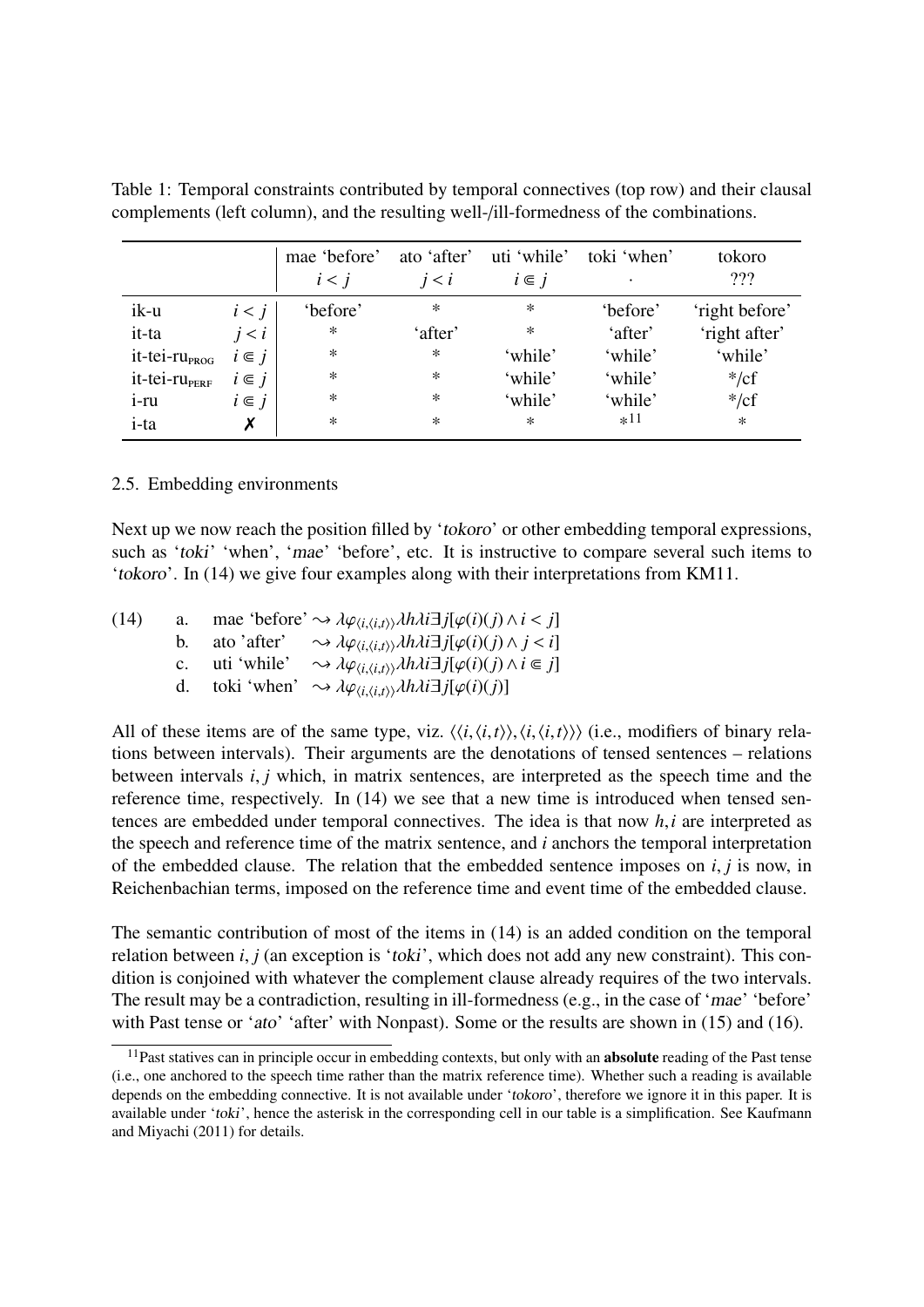Table 1: Temporal constraints contributed by temporal connectives (top row) and their clausal complements (left column), and the resulting well-/ill-formedness of the combinations.

| | | mae 'before' $i < j$ | ato 'after' $j < i$ | uti 'while' $i \Subset j$ | toki 'when' $\cdot$ | tokoro ??? |
|---|---|---|---|---|---|---|
| ik-u | $i < j$ | 'before' | * | * | 'before' | 'right before' |
| it-ta | $j < i$ | * | 'after' | * | 'after' | 'right after' |
| it-tei-ru$_{\text{PROG}}$ | $i \Subset j$ | * | * | 'while' | 'while' | 'while' |
| it-tei-ru$_{\text{PERF}}$ | $i \Subset j$ | * | * | 'while' | 'while' | */cf |
| i-ru | $i \Subset j$ | * | * | 'while' | 'while' | */cf |
| i-ta | ✗ | * | * | * | *[11] | * |

### 2.5. Embedding environments

Next up we now reach the position filled by '*tokoro*' or other embedding temporal expressions, such as '*toki*' 'when', '*mae*' 'before', etc. It is instructive to compare several such items to '*tokoro*'. In (14) we give four examples along with their interpretations from KM11.

(14)
a. mae 'before' $\rightsquigarrow \lambda\varphi_{\langle i,\langle i,t\rangle\rangle}\lambda h\lambda i\exists j[\varphi(i)(j) \wedge i < j]$
b. ato 'after' $\rightsquigarrow \lambda\varphi_{\langle i,\langle i,t\rangle\rangle}\lambda h\lambda i\exists j[\varphi(i)(j) \wedge j < i]$
c. uti 'while' $\rightsquigarrow \lambda\varphi_{\langle i,\langle i,t\rangle\rangle}\lambda h\lambda i\exists j[\varphi(i)(j) \wedge i \Subset j]$
d. toki 'when' $\rightsquigarrow \lambda\varphi_{\langle i,\langle i,t\rangle\rangle}\lambda h\lambda i\exists j[\varphi(i)(j)]$

All of these items are of the same type, viz. $\langle\langle i,\langle i,t\rangle\rangle,\langle i,\langle i,t\rangle\rangle\rangle$ (i.e., modifiers of binary relations between intervals). Their arguments are the denotations of tensed sentences – relations between intervals $i, j$ which, in matrix sentences, are interpreted as the speech time and the reference time, respectively. In (14) we see that a new time is introduced when tensed sentences are embedded under temporal connectives. The idea is that now $h, i$ are interpreted as the speech and reference time of the matrix sentence, and $i$ anchors the temporal interpretation of the embedded clause. The relation that the embedded sentence imposes on $i, j$ is now, in Reichenbachian terms, imposed on the reference time and event time of the embedded clause.

The semantic contribution of most of the items in (14) is an added condition on the temporal relation between $i, j$ (an exception is '*toki*', which does not add any new constraint). This condition is conjoined with whatever the complement clause already requires of the two intervals. The result may be a contradiction, resulting in ill-formedness (e.g., in the case of '*mae*' 'before' with Past tense or '*ato*' 'after' with Nonpast). Some or the results are shown in (15) and (16).

[11] Past statives can in principle occur in embedding contexts, but only with an **absolute** reading of the Past tense (i.e., one anchored to the speech time rather than the matrix reference time). Whether such a reading is available depends on the embedding connective. It is not available under '*tokoro*', therefore we ignore it in this paper. It is available under '*toki*', hence the asterisk in the corresponding cell in our table is a simplification. See Kaufmann and Miyachi (2011) for details.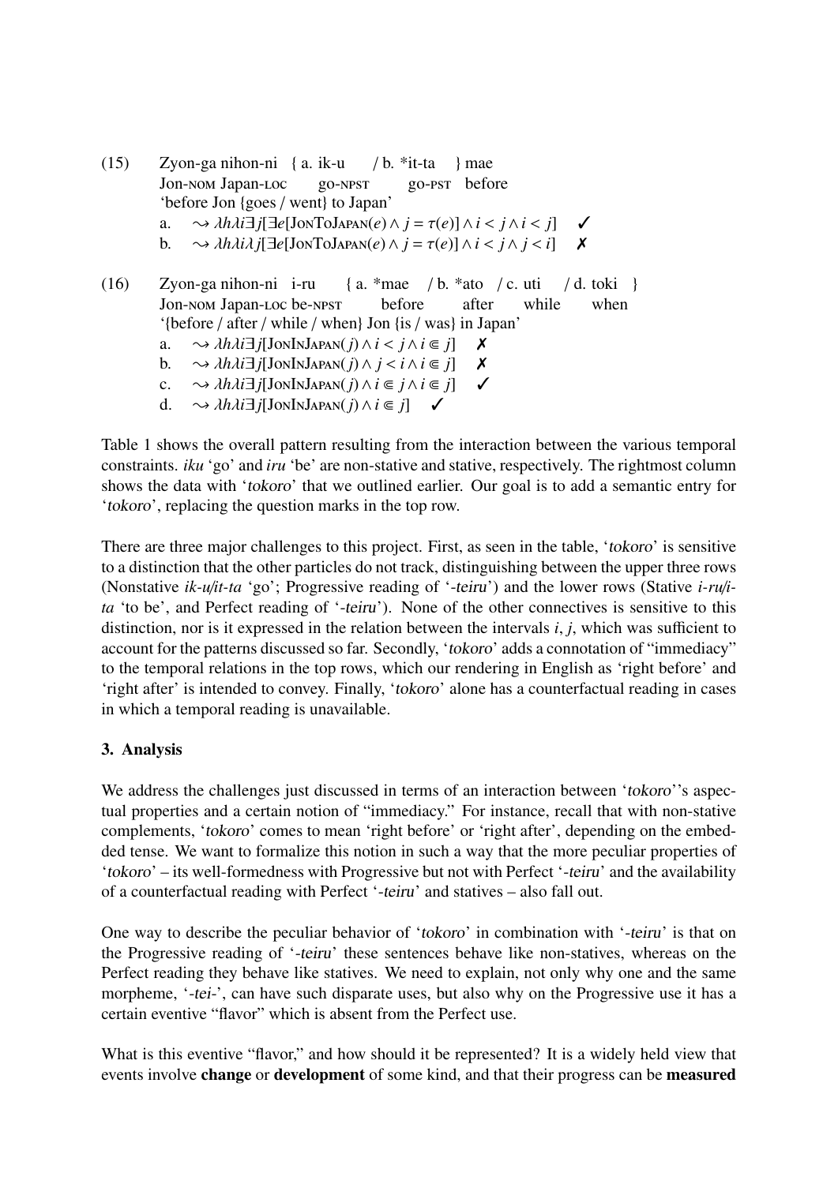(15) Zyon-ga nihon-ni { a. ik-u / b. *it-ta } mae
Jon-NOM Japan-LOC go-NPST go-PST before
'before Jon {goes / went} to Japan'

a. $\rightsquigarrow \lambda h \lambda i \exists j[\exists e[\text{JonToJapan}(e) \wedge j = \tau(e)] \wedge i < j \wedge i < j]$ ✓

b. $\rightsquigarrow \lambda h \lambda i \lambda j[\exists e[\text{JonToJapan}(e) \wedge j = \tau(e)] \wedge i < j \wedge j < i]$ ✗

(16) Zyon-ga nihon-ni i-ru { a. *mae / b. *ato / c. uti / d. toki }
Jon-NOM Japan-LOC be-NPST before after while when
'{before / after / while / when} Jon {is / was} in Japan'

a. $\rightsquigarrow \lambda h \lambda i \exists j[\text{JonInJapan}(j) \wedge i < j \wedge i \Subset j]$ ✗

b. $\rightsquigarrow \lambda h \lambda i \exists j[\text{JonInJapan}(j) \wedge j < i \wedge i \Subset j]$ ✗

c. $\rightsquigarrow \lambda h \lambda i \exists j[\text{JonInJapan}(j) \wedge i \Subset j \wedge i \Subset j]$ ✓

d. $\rightsquigarrow \lambda h \lambda i \exists j[\text{JonInJapan}(j) \wedge i \Subset j]$ ✓

Table 1 shows the overall pattern resulting from the interaction between the various temporal constraints. *iku* 'go' and *iru* 'be' are non-stative and stative, respectively. The rightmost column shows the data with '*tokoro*' that we outlined earlier. Our goal is to add a semantic entry for '*tokoro*', replacing the question marks in the top row.

There are three major challenges to this project. First, as seen in the table, '*tokoro*' is sensitive to a distinction that the other particles do not track, distinguishing between the upper three rows (Nonstative *ik-u/it-ta* 'go'; Progressive reading of '*-teiru*') and the lower rows (Stative *i-ru/i-ta* 'to be', and Perfect reading of '*-teiru*'). None of the other connectives is sensitive to this distinction, nor is it expressed in the relation between the intervals $i$, $j$, which was sufficient to account for the patterns discussed so far. Secondly, '*tokoro*' adds a connotation of "immediacy" to the temporal relations in the top rows, which our rendering in English as 'right before' and 'right after' is intended to convey. Finally, '*tokoro*' alone has a counterfactual reading in cases in which a temporal reading is unavailable.

### 3. Analysis

We address the challenges just discussed in terms of an interaction between '*tokoro*''s aspectual properties and a certain notion of "immediacy." For instance, recall that with non-stative complements, '*tokoro*' comes to mean 'right before' or 'right after', depending on the embedded tense. We want to formalize this notion in such a way that the more peculiar properties of '*tokoro*' – its well-formedness with Progressive but not with Perfect '*-teiru*' and the availability of a counterfactual reading with Perfect '*-teiru*' and statives – also fall out.

One way to describe the peculiar behavior of '*tokoro*' in combination with '*-teiru*' is that on the Progressive reading of '*-teiru*' these sentences behave like non-statives, whereas on the Perfect reading they behave like statives. We need to explain, not only why one and the same morpheme, '*-tei-*', can have such disparate uses, but also why on the Progressive use it has a certain eventive "flavor" which is absent from the Perfect use.

What is this eventive "flavor," and how should it be represented? It is a widely held view that events involve **change** or **development** of some kind, and that their progress can be **measured**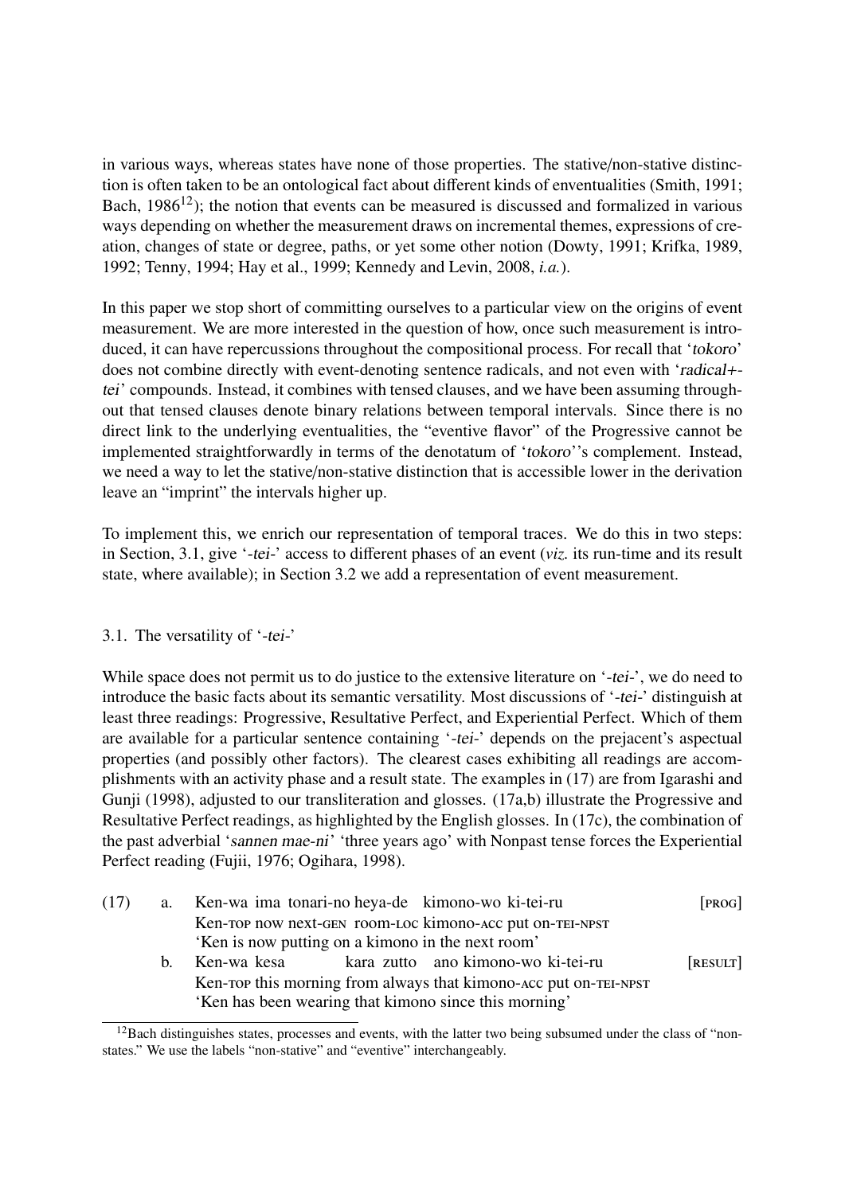in various ways, whereas states have none of those properties. The stative/non-stative distinction is often taken to be an ontological fact about different kinds of enventualities (Smith, 1991; Bach, 1986[12]); the notion that events can be measured is discussed and formalized in various ways depending on whether the measurement draws on incremental themes, expressions of creation, changes of state or degree, paths, or yet some other notion (Dowty, 1991; Krifka, 1989, 1992; Tenny, 1994; Hay et al., 1999; Kennedy and Levin, 2008, *i.a.*).

In this paper we stop short of committing ourselves to a particular view on the origins of event measurement. We are more interested in the question of how, once such measurement is introduced, it can have repercussions throughout the compositional process. For recall that '*tokoro*' does not combine directly with event-denoting sentence radicals, and not even with '*radical+-tei*' compounds. Instead, it combines with tensed clauses, and we have been assuming throughout that tensed clauses denote binary relations between temporal intervals. Since there is no direct link to the underlying eventualities, the "eventive flavor" of the Progressive cannot be implemented straightforwardly in terms of the denotatum of '*tokoro*''s complement. Instead, we need a way to let the stative/non-stative distinction that is accessible lower in the derivation leave an "imprint" the intervals higher up.

To implement this, we enrich our representation of temporal traces. We do this in two steps: in Section, 3.1, give '*-tei-*' access to different phases of an event (*viz.* its run-time and its result state, where available); in Section 3.2 we add a representation of event measurement.

### 3.1. The versatility of '*-tei-*'

While space does not permit us to do justice to the extensive literature on '*-tei-*', we do need to introduce the basic facts about its semantic versatility. Most discussions of '*-tei-*' distinguish at least three readings: Progressive, Resultative Perfect, and Experiential Perfect. Which of them are available for a particular sentence containing '*-tei-*' depends on the prejacent's aspectual properties (and possibly other factors). The clearest cases exhibiting all readings are accomplishments with an activity phase and a result state. The examples in (17) are from Igarashi and Gunji (1998), adjusted to our transliteration and glosses. (17a,b) illustrate the Progressive and Resultative Perfect readings, as highlighted by the English glosses. In (17c), the combination of the past adverbial '*sannen mae-ni*' 'three years ago' with Nonpast tense forces the Experiential Perfect reading (Fujii, 1976; Ogihara, 1998).

(17) a. Ken-wa ima tonari-no heya-de kimono-wo ki-tei-ru [PROG]
Ken-TOP now next-GEN room-LOC kimono-ACC put on-TEI-NPST
'Ken is now putting on a kimono in the next room'

b. Ken-wa kesa kara zutto ano kimono-wo ki-tei-ru [RESULT]
Ken-TOP this morning from always that kimono-ACC put on-TEI-NPST
'Ken has been wearing that kimono since this morning'

[12] Bach distinguishes states, processes and events, with the latter two being subsumed under the class of "non-states." We use the labels "non-stative" and "eventive" interchangeably.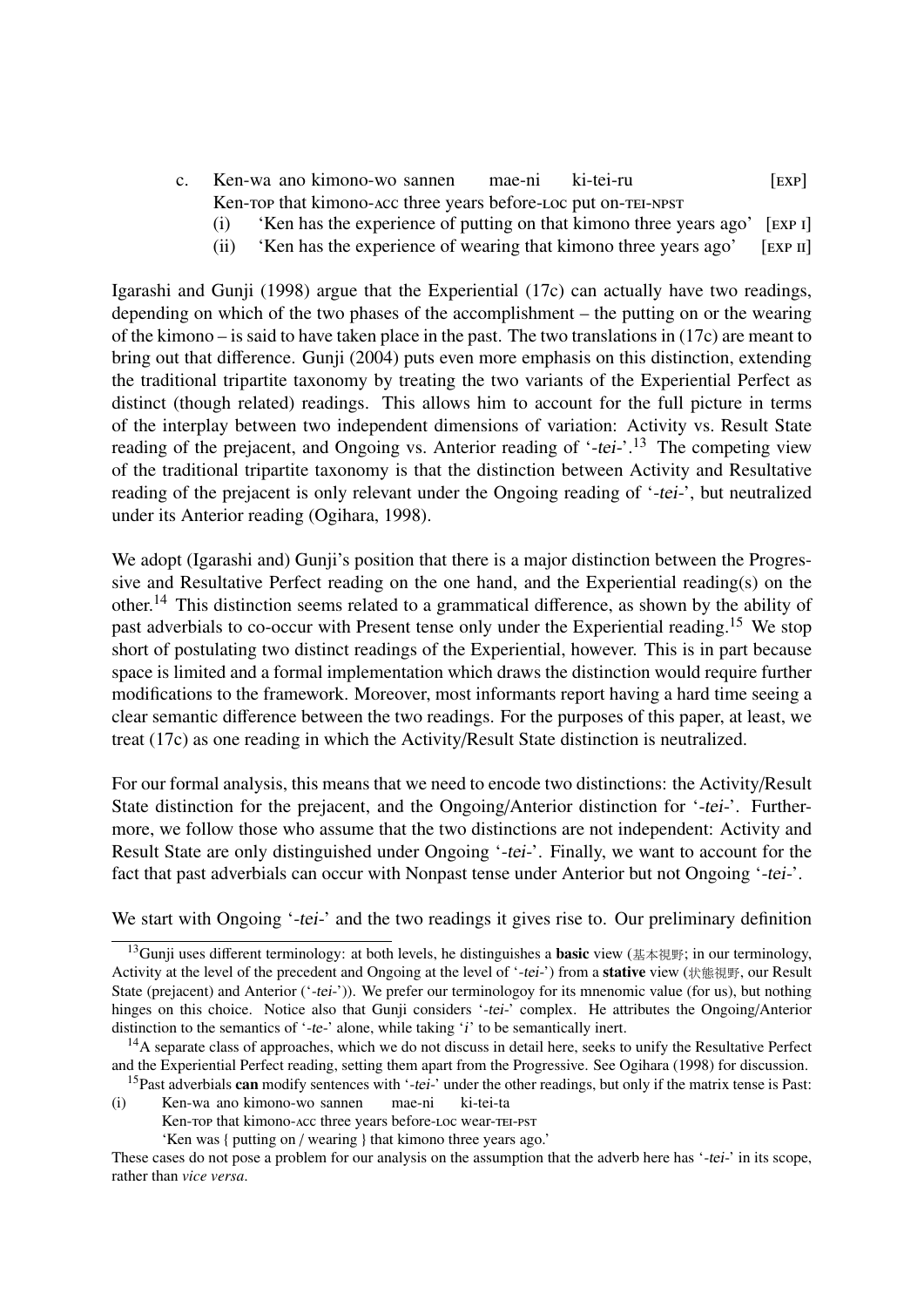c. Ken-wa ano kimono-wo sannen mae-ni ki-tei-ru [EXP]
   Ken-TOP that kimono-ACC three years before-LOC put on-TEI-NPST
   (i) 'Ken has the experience of putting on that kimono three years ago' [EXP I]
   (ii) 'Ken has the experience of wearing that kimono three years ago' [EXP II]

Igarashi and Gunji (1998) argue that the Experiential (17c) can actually have two readings, depending on which of the two phases of the accomplishment – the putting on or the wearing of the kimono – is said to have taken place in the past. The two translations in (17c) are meant to bring out that difference. Gunji (2004) puts even more emphasis on this distinction, extending the traditional tripartite taxonomy by treating the two variants of the Experiential Perfect as distinct (though related) readings. This allows him to account for the full picture in terms of the interplay between two independent dimensions of variation: Activity vs. Result State reading of the prejacent, and Ongoing vs. Anterior reading of '-*tei*-'.[13] The competing view of the traditional tripartite taxonomy is that the distinction between Activity and Resultative reading of the prejacent is only relevant under the Ongoing reading of '-*tei*-', but neutralized under its Anterior reading (Ogihara, 1998).

We adopt (Igarashi and) Gunji's position that there is a major distinction between the Progressive and Resultative Perfect reading on the one hand, and the Experiential reading(s) on the other.[14] This distinction seems related to a grammatical difference, as shown by the ability of past adverbials to co-occur with Present tense only under the Experiential reading.[15] We stop short of postulating two distinct readings of the Experiential, however. This is in part because space is limited and a formal implementation which draws the distinction would require further modifications to the framework. Moreover, most informants report having a hard time seeing a clear semantic difference between the two readings. For the purposes of this paper, at least, we treat (17c) as one reading in which the Activity/Result State distinction is neutralized.

For our formal analysis, this means that we need to encode two distinctions: the Activity/Result State distinction for the prejacent, and the Ongoing/Anterior distinction for '-*tei*-'. Furthermore, we follow those who assume that the two distinctions are not independent: Activity and Result State are only distinguished under Ongoing '-*tei*-'. Finally, we want to account for the fact that past adverbials can occur with Nonpast tense under Anterior but not Ongoing '-*tei*-'.

We start with Ongoing '-*tei*-' and the two readings it gives rise to. Our preliminary definition

---

[13] Gunji uses different terminology: at both levels, he distinguishes a **basic** view (基本視野; in our terminology, Activity at the level of the precedent and Ongoing at the level of '-*tei*-') from a **stative** view (状態視野, our Result State (prejacent) and Anterior ('-*tei*-')). We prefer our terminologoy for its mnenomic value (for us), but nothing hinges on this choice. Notice also that Gunji considers '-*tei*-' complex. He attributes the Ongoing/Anterior distinction to the semantics of '-*te*-' alone, while taking '*i*' to be semantically inert.

[14] A separate class of approaches, which we do not discuss in detail here, seeks to unify the Resultative Perfect and the Experiential Perfect reading, setting them apart from the Progressive. See Ogihara (1998) for discussion.

[15] Past adverbials **can** modify sentences with '-*tei*-' under the other readings, but only if the matrix tense is Past:

(i) Ken-wa ano kimono-wo sannen mae-ni ki-tei-ta
    Ken-TOP that kimono-ACC three years before-LOC wear-TEI-PST
    'Ken was { putting on / wearing } that kimono three years ago.'

These cases do not pose a problem for our analysis on the assumption that the adverb here has '-*tei*-' in its scope, rather than *vice versa*.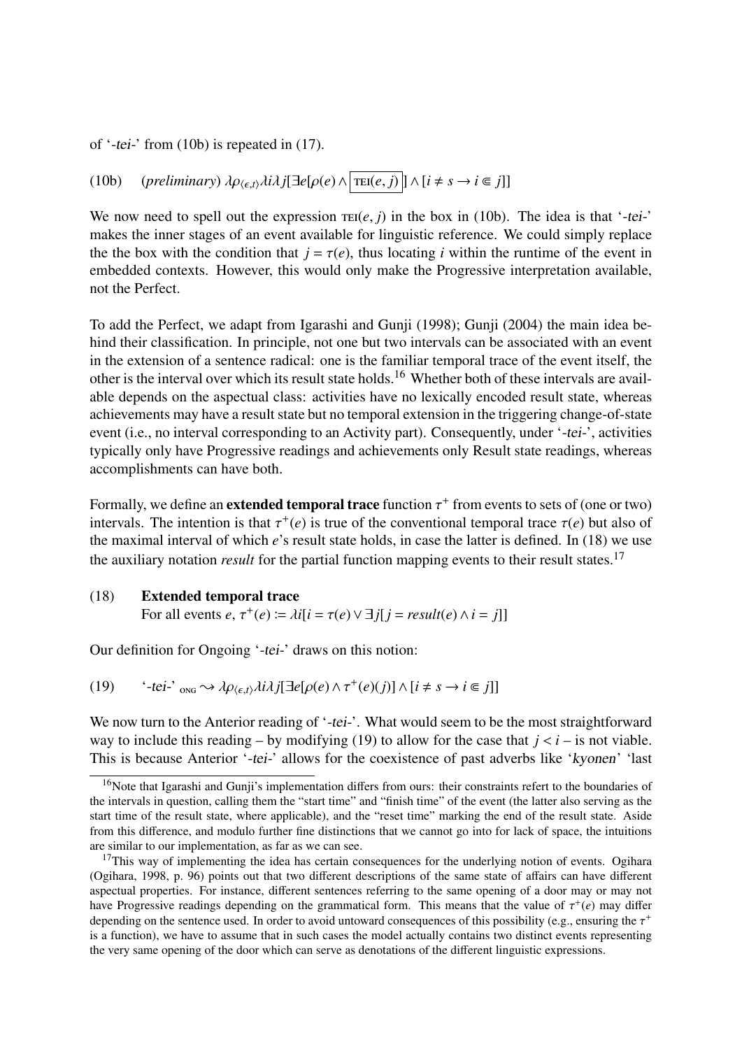of '-*tei*-' from (10b) is repeated in (17).

(10b) (*preliminary*) $\lambda\rho_{\langle\epsilon,t\rangle}\lambda i\lambda j[\exists e[\rho(e)\wedge \boxed{\text{TEI}(e,j)}]\wedge[i\neq s\rightarrow i\Subset j]]$

We now need to spell out the expression $\text{TEI}(e,j)$ in the box in (10b). The idea is that '-*tei*-' makes the inner stages of an event available for linguistic reference. We could simply replace the the box with the condition that $j=\tau(e)$, thus locating $i$ within the runtime of the event in embedded contexts. However, this would only make the Progressive interpretation available, not the Perfect.

To add the Perfect, we adapt from Igarashi and Gunji (1998); Gunji (2004) the main idea behind their classification. In principle, not one but two intervals can be associated with an event in the extension of a sentence radical: one is the familiar temporal trace of the event itself, the other is the interval over which its result state holds.[16] Whether both of these intervals are available depends on the aspectual class: activities have no lexically encoded result state, whereas achievements may have a result state but no temporal extension in the triggering change-of-state event (i.e., no interval corresponding to an Activity part). Consequently, under '-*tei*-', activities typically only have Progressive readings and achievements only Result state readings, whereas accomplishments can have both.

Formally, we define an **extended temporal trace** function $\tau^+$ from events to sets of (one or two) intervals. The intention is that $\tau^+(e)$ is true of the conventional temporal trace $\tau(e)$ but also of the maximal interval of which $e$'s result state holds, in case the latter is defined. In (18) we use the auxiliary notation *result* for the partial function mapping events to their result states.[17]

(18) **Extended temporal trace**
For all events $e$, $\tau^+(e) := \lambda i[i=\tau(e)\vee\exists j[j=\mathit{result}(e)\wedge i=j]]$

Our definition for Ongoing '-*tei*-' draws on this notion:

(19) '-*tei*-' $_{\text{ONG}}\rightsquigarrow\lambda\rho_{\langle\epsilon,t\rangle}\lambda i\lambda j[\exists e[\rho(e)\wedge\tau^+(e)(j)]\wedge[i\neq s\rightarrow i\Subset j]]$

We now turn to the Anterior reading of '-*tei*-'. What would seem to be the most straightforward way to include this reading – by modifying (19) to allow for the case that $j<i$ – is not viable. This is because Anterior '-*tei*-' allows for the coexistence of past adverbs like '*kyonen*' 'last

[16] Note that Igarashi and Gunji's implementation differs from ours: their constraints refert to the boundaries of the intervals in question, calling them the "start time" and "finish time" of the event (the latter also serving as the start time of the result state, where applicable), and the "reset time" marking the end of the result state. Aside from this difference, and modulo further fine distinctions that we cannot go into for lack of space, the intuitions are similar to our implementation, as far as we can see.

[17] This way of implementing the idea has certain consequences for the underlying notion of events. Ogihara (Ogihara, 1998, p. 96) points out that two different descriptions of the same state of affairs can have different aspectual properties. For instance, different sentences referring to the same opening of a door may or may not have Progressive readings depending on the grammatical form. This means that the value of $\tau^+(e)$ may differ depending on the sentence used. In order to avoid untoward consequences of this possibility (e.g., ensuring the $\tau^+$ is a function), we have to assume that in such cases the model actually contains two distinct events representing the very same opening of the door which can serve as denotations of the different linguistic expressions.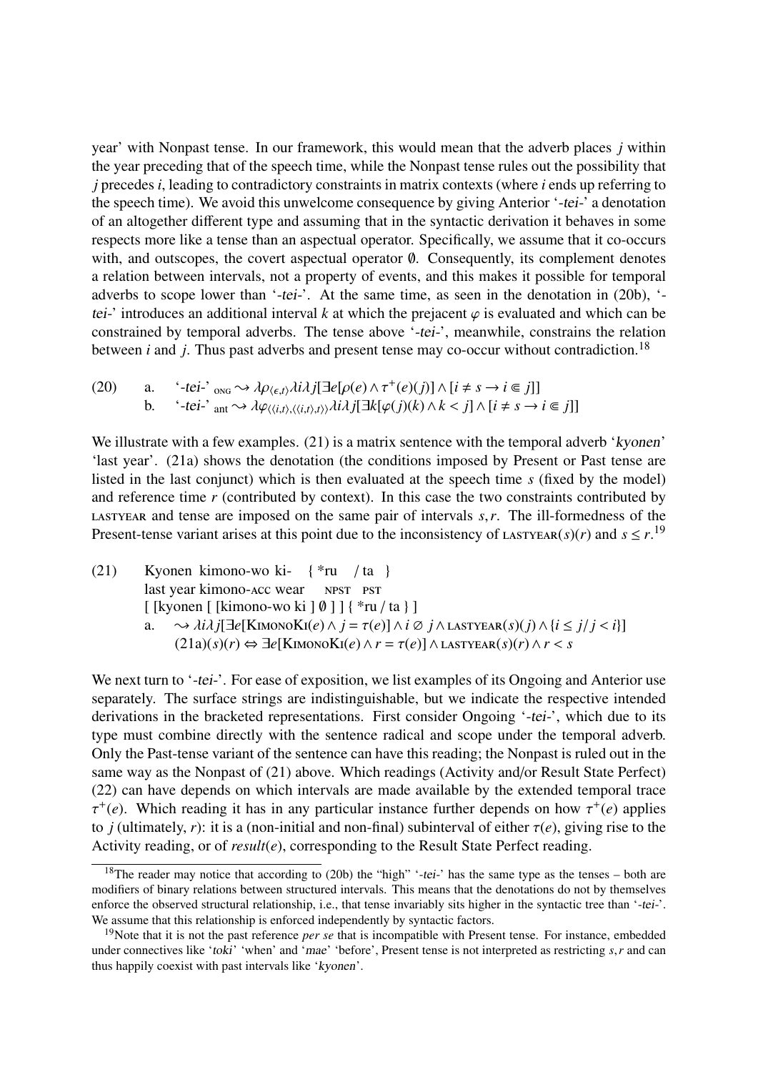year' with Nonpast tense. In our framework, this would mean that the adverb places $j$ within the year preceding that of the speech time, while the Nonpast tense rules out the possibility that $j$ precedes $i$, leading to contradictory constraints in matrix contexts (where $i$ ends up referring to the speech time). We avoid this unwelcome consequence by giving Anterior '-*tei*-' a denotation of an altogether different type and assuming that in the syntactic derivation it behaves in some respects more like a tense than an aspectual operator. Specifically, we assume that it co-occurs with, and outscopes, the covert aspectual operator $\emptyset$. Consequently, its complement denotes a relation between intervals, not a property of events, and this makes it possible for temporal adverbs to scope lower than '-*tei*-'. At the same time, as seen in the denotation in (20b), '-*tei*-' introduces an additional interval $k$ at which the prejacent $\varphi$ is evaluated and which can be constrained by temporal adverbs. The tense above '-*tei*-', meanwhile, constrains the relation between $i$ and $j$. Thus past adverbs and present tense may co-occur without contradiction.[18]

(20) a. '-*tei*-' $_{\text{ONG}} \rightsquigarrow \lambda\rho_{\langle\epsilon,t\rangle}\lambda i \lambda j[\exists e[\rho(e) \wedge \tau^{+}(e)(j)] \wedge [i \neq s \rightarrow i \Subset j]]$

b. '-*tei*-' $_{\text{ant}} \rightsquigarrow \lambda\varphi_{\langle\langle i,t\rangle,\langle\langle i,t\rangle,t\rangle\rangle}\lambda i \lambda j[\exists k[\varphi(j)(k) \wedge k < j] \wedge [i \neq s \rightarrow i \Subset j]]$

We illustrate with a few examples. (21) is a matrix sentence with the temporal adverb '*kyonen*' 'last year'. (21a) shows the denotation (the conditions imposed by Present or Past tense are listed in the last conjunct) which is then evaluated at the speech time $s$ (fixed by the model) and reference time $r$ (contributed by context). In this case the two constraints contributed by LASTYEAR and tense are imposed on the same pair of intervals $s, r$. The ill-formedness of the Present-tense variant arises at this point due to the inconsistency of $\text{LASTYEAR}(s)(r)$ and $s \leq r$.[19]

(21) Kyonen kimono-wo ki- { *ru / ta }
last year kimono-ACC wear NPST PST
[ [kyonen [ [kimono-wo ki ] $\emptyset$ ] ] { *ru / ta } ]

a. $\rightsquigarrow \lambda i \lambda j[\exists e[\text{KIMONOKI}(e) \wedge j = \tau(e)] \wedge i \oslash j \wedge \text{LASTYEAR}(s)(j) \wedge \{i \leq j / j < i\}]$
$(21a)(s)(r) \Leftrightarrow \exists e[\text{KIMONOKI}(e) \wedge r = \tau(e)] \wedge \text{LASTYEAR}(s)(r) \wedge r < s$

We next turn to '-*tei*-'. For ease of exposition, we list examples of its Ongoing and Anterior use separately. The surface strings are indistinguishable, but we indicate the respective intended derivations in the bracketed representations. First consider Ongoing '-*tei*-', which due to its type must combine directly with the sentence radical and scope under the temporal adverb. Only the Past-tense variant of the sentence can have this reading; the Nonpast is ruled out in the same way as the Nonpast of (21) above. Which readings (Activity and/or Result State Perfect) (22) can have depends on which intervals are made available by the extended temporal trace $\tau^{+}(e)$. Which reading it has in any particular instance further depends on how $\tau^{+}(e)$ applies to $j$ (ultimately, $r$): it is a (non-initial and non-final) subinterval of either $\tau(e)$, giving rise to the Activity reading, or of $result(e)$, corresponding to the Result State Perfect reading.

[18] The reader may notice that according to (20b) the "high" '-*tei*-' has the same type as the tenses – both are modifiers of binary relations between structured intervals. This means that the denotations do not by themselves enforce the observed structural relationship, i.e., that tense invariably sits higher in the syntactic tree than '-*tei*-'. We assume that this relationship is enforced independently by syntactic factors.

[19] Note that it is not the past reference *per se* that is incompatible with Present tense. For instance, embedded under connectives like '*toki*' 'when' and '*mae*' 'before', Present tense is not interpreted as restricting $s, r$ and can thus happily coexist with past intervals like '*kyonen*'.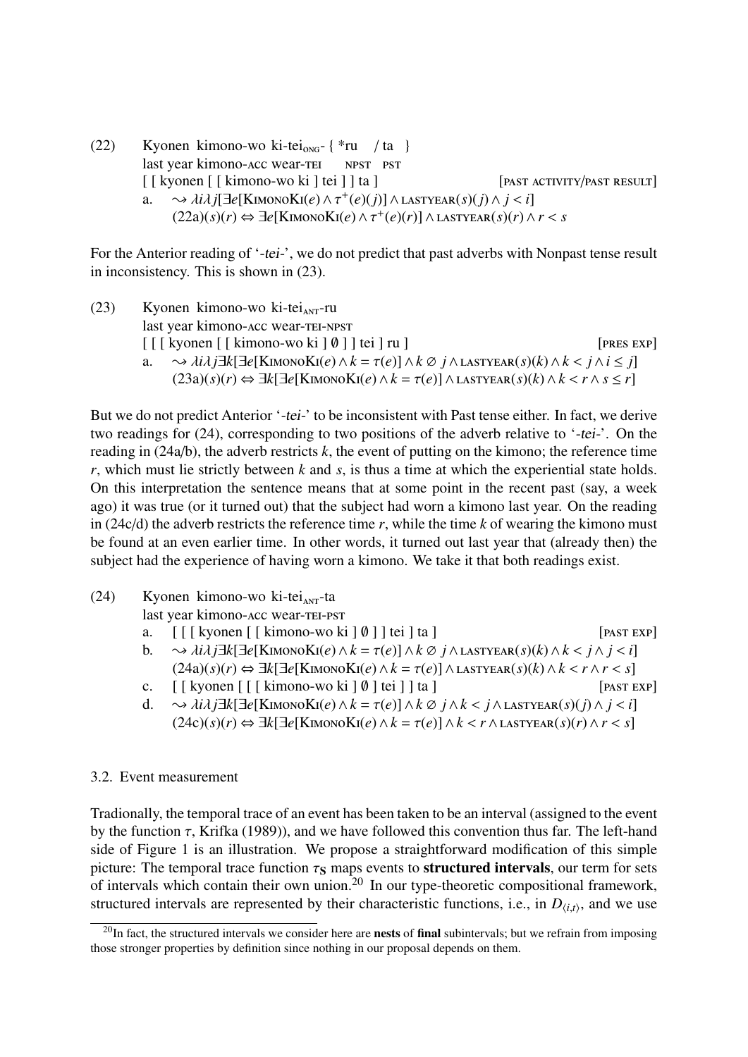(22) Kyonen kimono-wo ki-tei$_{\text{ONG}}$- { *ru / ta }
last year kimono-ACC wear-TEI NPST PST
[ [ kyonen [ [ kimono-wo ki ] tei ] ] ta ] [PAST ACTIVITY/PAST RESULT]
a. $\rightsquigarrow \lambda i \lambda j[\exists e[\text{KimonoKi}(e) \wedge \tau^+(e)(j)] \wedge \text{lastyear}(s)(j) \wedge j < i]$
$(22a)(s)(r) \Leftrightarrow \exists e[\text{KimonoKi}(e) \wedge \tau^+(e)(r)] \wedge \text{lastyear}(s)(r) \wedge r < s$

For the Anterior reading of '-*tei*-', we do not predict that past adverbs with Nonpast tense result in inconsistency. This is shown in (23).

(23) Kyonen kimono-wo ki-tei$_{\text{ANT}}$-ru
last year kimono-ACC wear-TEI-NPST
[ [ [ kyonen [ [ kimono-wo ki ] ∅ ] ] tei ] ru ] [PRES EXP]
a. $\rightsquigarrow \lambda i \lambda j \exists k[\exists e[\text{KimonoKi}(e) \wedge k = \tau(e)] \wedge k \oslash j \wedge \text{lastyear}(s)(k) \wedge k < j \wedge i \leq j]$
$(23a)(s)(r) \Leftrightarrow \exists k[\exists e[\text{KimonoKi}(e) \wedge k = \tau(e)] \wedge \text{lastyear}(s)(k) \wedge k < r \wedge s \leq r]$

But we do not predict Anterior '-*tei*-' to be inconsistent with Past tense either. In fact, we derive two readings for (24), corresponding to two positions of the adverb relative to '-*tei*-'. On the reading in (24a/b), the adverb restricts $k$, the event of putting on the kimono; the reference time $r$, which must lie strictly between $k$ and $s$, is thus a time at which the experiential state holds. On this interpretation the sentence means that at some point in the recent past (say, a week ago) it was true (or it turned out) that the subject had worn a kimono last year. On the reading in (24c/d) the adverb restricts the reference time $r$, while the time $k$ of wearing the kimono must be found at an even earlier time. In other words, it turned out last year that (already then) the subject had the experience of having worn a kimono. We take it that both readings exist.

(24) Kyonen kimono-wo ki-tei$_{\text{ANT}}$-ta
last year kimono-ACC wear-TEI-PST
a. [ [ [ kyonen [ [ kimono-wo ki ] ∅ ] ] tei ] ta ] [PAST EXP]
b. $\rightsquigarrow \lambda i \lambda j \exists k[\exists e[\text{KimonoKi}(e) \wedge k = \tau(e)] \wedge k \oslash j \wedge \text{lastyear}(s)(k) \wedge k < j \wedge j < i]$
$(24a)(s)(r) \Leftrightarrow \exists k[\exists e[\text{KimonoKi}(e) \wedge k = \tau(e)] \wedge \text{lastyear}(s)(k) \wedge k < r \wedge r < s]$
c. [ [ kyonen [ [ [ kimono-wo ki ] ∅ ] tei ] ] ta ] [PAST EXP]
d. $\rightsquigarrow \lambda i \lambda j \exists k[\exists e[\text{KimonoKi}(e) \wedge k = \tau(e)] \wedge k \oslash j \wedge k < j \wedge \text{lastyear}(s)(j) \wedge j < i]$
$(24c)(s)(r) \Leftrightarrow \exists k[\exists e[\text{KimonoKi}(e) \wedge k = \tau(e)] \wedge k < r \wedge \text{lastyear}(s)(r) \wedge r < s]$

### 3.2. Event measurement

Tradionally, the temporal trace of an event has been taken to be an interval (assigned to the event by the function $\tau$, Krifka (1989)), and we have followed this convention thus far. The left-hand side of Figure 1 is an illustration. We propose a straightforward modification of this simple picture: The temporal trace function $\tau_{\mathbf{S}}$ maps events to **structured intervals**, our term for sets of intervals which contain their own union.[20] In our type-theoretic compositional framework, structured intervals are represented by their characteristic functions, i.e., in $D_{\langle i,t \rangle}$, and we use

[20] In fact, the structured intervals we consider here are **nests** of **final** subintervals; but we refrain from imposing those stronger properties by definition since nothing in our proposal depends on them.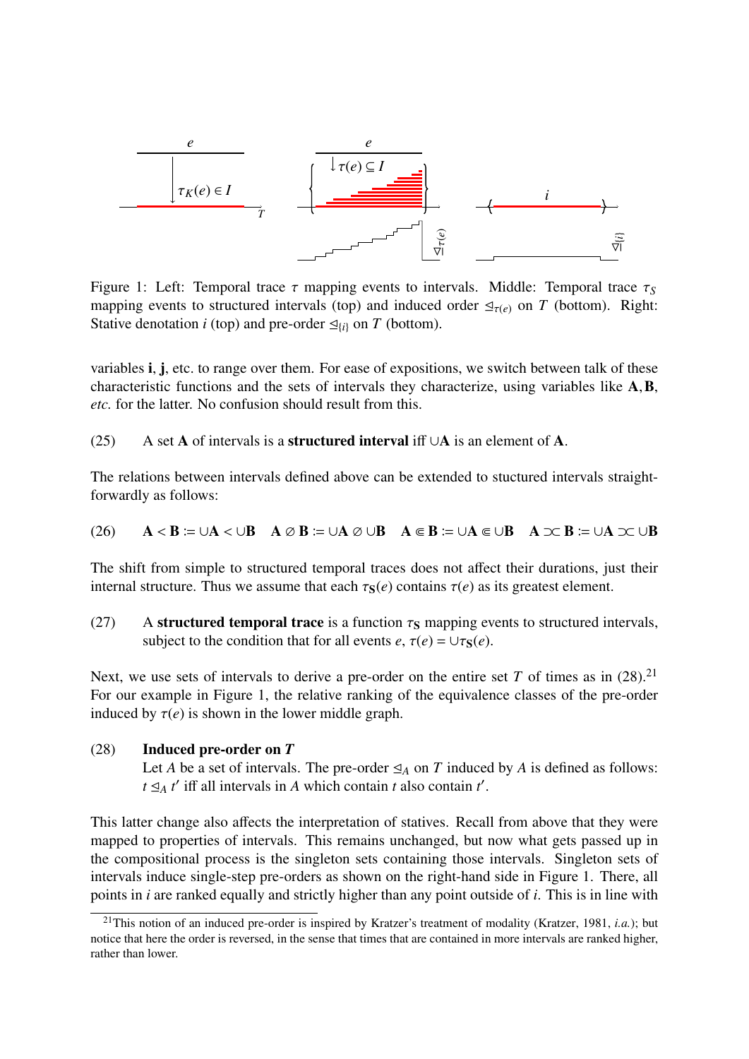Figure 1: Left: Temporal trace $\tau$ mapping events to intervals. Middle: Temporal trace $\tau_S$ mapping events to structured intervals (top) and induced order $\trianglelefteq_{\tau(e)}$ on $T$ (bottom). Right: Stative denotation $i$ (top) and pre-order $\trianglelefteq_{\{i\}}$ on $T$ (bottom).

variables **i**, **j**, etc. to range over them. For ease of expositions, we switch between talk of these characteristic functions and the sets of intervals they characterize, using variables like $\mathbf{A}, \mathbf{B}$, *etc.* for the latter. No confusion should result from this.

(25) A set $\mathbf{A}$ of intervals is a **structured interval** iff $\cup\mathbf{A}$ is an element of $\mathbf{A}$.

The relations between intervals defined above can be extended to stuctured intervals straightforwardly as follows:

(26) $\mathbf{A} < \mathbf{B} := \cup\mathbf{A} < \cup\mathbf{B} \quad \mathbf{A} \oslash \mathbf{B} := \cup\mathbf{A} \oslash \cup\mathbf{B} \quad \mathbf{A} \Subset \mathbf{B} := \cup\mathbf{A} \Subset \cup\mathbf{B} \quad \mathbf{A} \asymp \mathbf{B} := \cup\mathbf{A} \asymp \cup\mathbf{B}$

The shift from simple to structured temporal traces does not affect their durations, just their internal structure. Thus we assume that each $\tau_{\mathbf{S}}(e)$ contains $\tau(e)$ as its greatest element.

(27) A **structured temporal trace** is a function $\tau_{\mathbf{S}}$ mapping events to structured intervals, subject to the condition that for all events $e$, $\tau(e) = \cup\tau_{\mathbf{S}}(e)$.

Next, we use sets of intervals to derive a pre-order on the entire set $T$ of times as in (28).[21] For our example in Figure 1, the relative ranking of the equivalence classes of the pre-order induced by $\tau(e)$ is shown in the lower middle graph.

(28) **Induced pre-order on $T$**
Let $A$ be a set of intervals. The pre-order $\trianglelefteq_A$ on $T$ induced by $A$ is defined as follows: $t \trianglelefteq_A t'$ iff all intervals in $A$ which contain $t$ also contain $t'$.

This latter change also affects the interpretation of statives. Recall from above that they were mapped to properties of intervals. This remains unchanged, but now what gets passed up in the compositional process is the singleton sets containing those intervals. Singleton sets of intervals induce single-step pre-orders as shown on the right-hand side in Figure 1. There, all points in $i$ are ranked equally and strictly higher than any point outside of $i$. This is in line with

[21] This notion of an induced pre-order is inspired by Kratzer's treatment of modality (Kratzer, 1981, *i.a.*); but notice that here the order is reversed, in the sense that times that are contained in more intervals are ranked higher, rather than lower.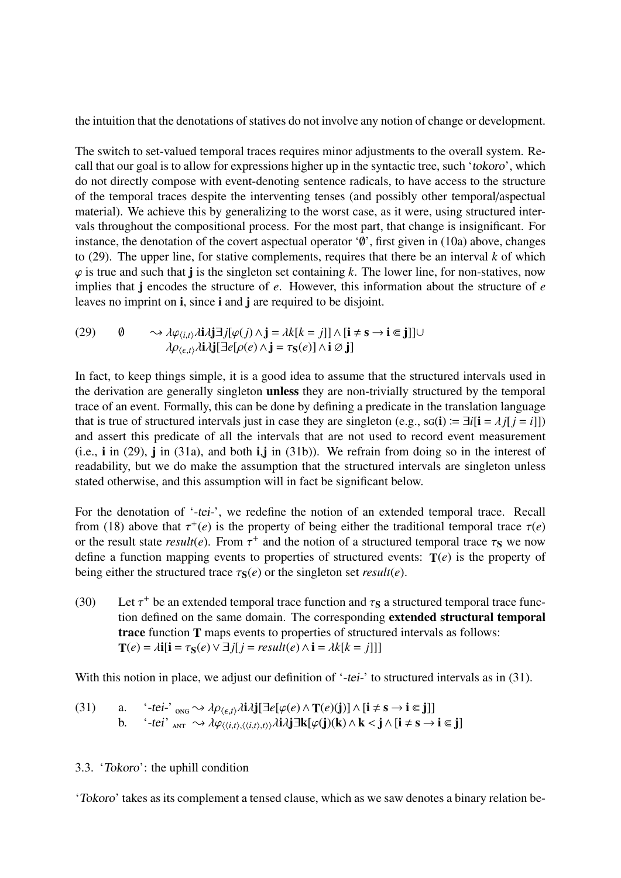the intuition that the denotations of statives do not involve any notion of change or development.

The switch to set-valued temporal traces requires minor adjustments to the overall system. Recall that our goal is to allow for expressions higher up in the syntactic tree, such '*tokoro*', which do not directly compose with event-denoting sentence radicals, to have access to the structure of the temporal traces despite the intervening tenses (and possibly other temporal/aspectual material). We achieve this by generalizing to the worst case, as it were, using structured intervals throughout the compositional process. For the most part, that change is insignificant. For instance, the denotation of the covert aspectual operator '$\emptyset$', first given in (10a) above, changes to (29). The upper line, for stative complements, requires that there be an interval $k$ of which $\varphi$ is true and such that $\mathbf{j}$ is the singleton set containing $k$. The lower line, for non-statives, now implies that $\mathbf{j}$ encodes the structure of $e$. However, this information about the structure of $e$ leaves no imprint on $\mathbf{i}$, since $\mathbf{i}$ and $\mathbf{j}$ are required to be disjoint.

(29) $\emptyset \rightsquigarrow \lambda\varphi_{\langle i,t\rangle}\lambda\mathbf{i}\lambda\mathbf{j}\exists j[\varphi(j) \wedge \mathbf{j} = \lambda k[k = j]] \wedge [\mathbf{i} \neq \mathbf{s} \rightarrow \mathbf{i} \Subset \mathbf{j}]] \cup$
$\lambda\rho_{\langle\epsilon,t\rangle}\lambda\mathbf{i}\lambda\mathbf{j}[\exists e[\rho(e) \wedge \mathbf{j} = \tau_{\mathbf{S}}(e)] \wedge \mathbf{i} \varnothing \mathbf{j}]$

In fact, to keep things simple, it is a good idea to assume that the structured intervals used in the derivation are generally singleton **unless** they are non-trivially structured by the temporal trace of an event. Formally, this can be done by defining a predicate in the translation language that is true of structured intervals just in case they are singleton (e.g., $\textsc{sg}(\mathbf{i}) := \exists i[\mathbf{i} = \lambda j[j = i]]$) and assert this predicate of all the intervals that are not used to record event measurement (i.e., $\mathbf{i}$ in (29), $\mathbf{j}$ in (31a), and both $\mathbf{i}$,$\mathbf{j}$ in (31b)). We refrain from doing so in the interest of readability, but we do make the assumption that the structured intervals are singleton unless stated otherwise, and this assumption will in fact be significant below.

For the denotation of '-*tei*-', we redefine the notion of an extended temporal trace. Recall from (18) above that $\tau^{+}(e)$ is the property of being either the traditional temporal trace $\tau(e)$ or the result state $result(e)$. From $\tau^{+}$ and the notion of a structured temporal trace $\tau_{\mathbf{S}}$ we now define a function mapping events to properties of structured events: $\mathbf{T}(e)$ is the property of being either the structured trace $\tau_{\mathbf{S}}(e)$ or the singleton set $result(e)$.

(30) Let $\tau^{+}$ be an extended temporal trace function and $\tau_{\mathbf{S}}$ a structured temporal trace function defined on the same domain. The corresponding **extended structural temporal trace** function $\mathbf{T}$ maps events to properties of structured intervals as follows:
$\mathbf{T}(e) = \lambda\mathbf{i}[\mathbf{i} = \tau_{\mathbf{S}}(e) \vee \exists j[j = result(e) \wedge \mathbf{i} = \lambda k[k = j]]]$

With this notion in place, we adjust our definition of '-*tei*-' to structured intervals as in (31).

(31) a. '-*tei*-' $_{\textsc{ong}} \rightsquigarrow \lambda\rho_{\langle\epsilon,t\rangle}\lambda\mathbf{i}\lambda\mathbf{j}[\exists e[\varphi(e) \wedge \mathbf{T}(e)(\mathbf{j})] \wedge [\mathbf{i} \neq \mathbf{s} \rightarrow \mathbf{i} \Subset \mathbf{j}]]$
b. '-*tei*' $_{\textsc{ant}} \rightsquigarrow \lambda\varphi_{\langle\langle i,t\rangle,\langle\langle i,t\rangle,t\rangle\rangle}\lambda\mathbf{i}\lambda\mathbf{j}\exists\mathbf{k}[\varphi(\mathbf{j})(\mathbf{k}) \wedge \mathbf{k} < \mathbf{j} \wedge [\mathbf{i} \neq \mathbf{s} \rightarrow \mathbf{i} \Subset \mathbf{j}]$

### 3.3. '*Tokoro*': the uphill condition

'*Tokoro*' takes as its complement a tensed clause, which as we saw denotes a binary relation be-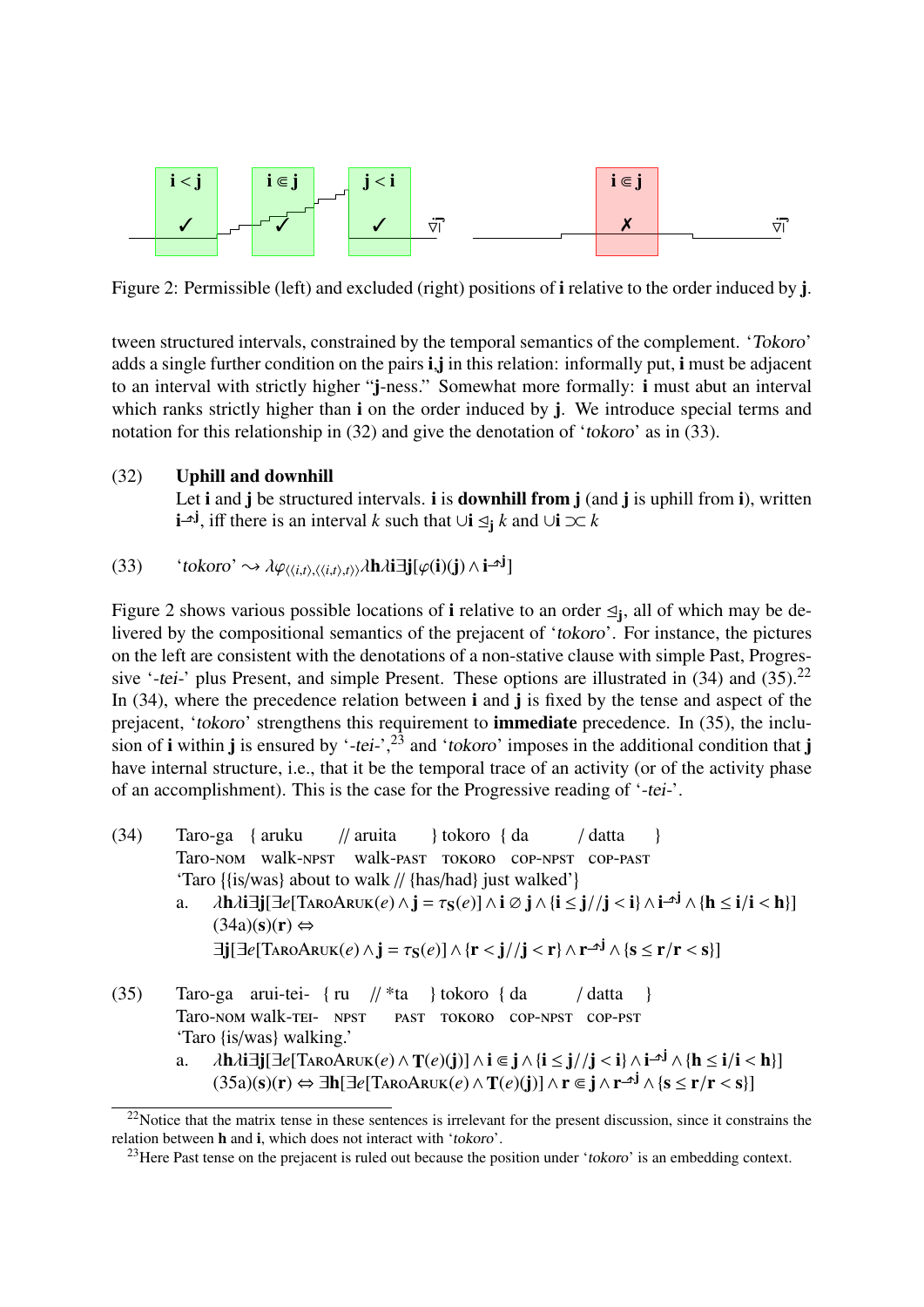Figure 2: Permissible (left) and excluded (right) positions of **i** relative to the order induced by **j**.

tween structured intervals, constrained by the temporal semantics of the complement. '*Tokoro*' adds a single further condition on the pairs **i**,**j** in this relation: informally put, **i** must be adjacent to an interval with strictly higher "**j**-ness." Somewhat more formally: **i** must abut an interval which ranks strictly higher than **i** on the order induced by **j**. We introduce special terms and notation for this relationship in (32) and give the denotation of '*tokoro*' as in (33).

(32) **Uphill and downhill**
Let **i** and **j** be structured intervals. **i** is **downhill from j** (and **j** is uphill from **i**), written $\mathbf{i}^{\nearrow\mathbf{j}}$, iff there is an interval $k$ such that $\cup\mathbf{i} \trianglelefteq_{\mathbf{j}} k$ and $\cup\mathbf{i} \supset\!\subset k$

(33) '*tokoro*' $\rightsquigarrow \lambda\varphi_{\langle\langle i,t\rangle,\langle\langle i,t\rangle,t\rangle\rangle}\lambda\mathbf{h}\lambda\mathbf{i}\exists\mathbf{j}[\varphi(\mathbf{i})(\mathbf{j}) \wedge \mathbf{i}^{\nearrow\mathbf{j}}]$

Figure 2 shows various possible locations of **i** relative to an order $\trianglelefteq_{\mathbf{j}}$, all of which may be delivered by the compositional semantics of the prejacent of '*tokoro*'. For instance, the pictures on the left are consistent with the denotations of a non-stative clause with simple Past, Progressive '*-tei-*' plus Present, and simple Present. These options are illustrated in (34) and (35).[22] In (34), where the precedence relation between **i** and **j** is fixed by the tense and aspect of the prejacent, '*tokoro*' strengthens this requirement to **immediate** precedence. In (35), the inclusion of **i** within **j** is ensured by '*-tei-*',[23] and '*tokoro*' imposes in the additional condition that **j** have internal structure, i.e., that it be the temporal trace of an activity (or of the activity phase of an accomplishment). This is the case for the Progressive reading of '*-tei-*'.

(34) Taro-ga { aruku // aruita } tokoro { da / datta }
Taro-NOM walk-NPST walk-PAST TOKORO COP-NPST COP-PAST
'Taro {{is/was} about to walk // {has/had} just walked'}

a. $\lambda\mathbf{h}\lambda\mathbf{i}\exists\mathbf{j}[\exists e[\text{TAROARUK}(e) \wedge \mathbf{j} = \tau_{\mathbf{S}}(e)] \wedge \mathbf{i} \varnothing \mathbf{j} \wedge \{\mathbf{i} \leq \mathbf{j} // \mathbf{j} < \mathbf{i}\} \wedge \mathbf{i}^{\nearrow\mathbf{j}} \wedge \{\mathbf{h} \leq \mathbf{i} / \mathbf{i} < \mathbf{h}\}]$
(34a)(**s**)(**r**) $\Leftrightarrow$
$\exists\mathbf{j}[\exists e[\text{TAROARUK}(e) \wedge \mathbf{j} = \tau_{\mathbf{S}}(e)] \wedge \{\mathbf{r} < \mathbf{j} // \mathbf{j} < \mathbf{r}\} \wedge \mathbf{r}^{\nearrow\mathbf{j}} \wedge \{\mathbf{s} \leq \mathbf{r} / \mathbf{r} < \mathbf{s}\}]$

(35) Taro-ga arui-tei- { ru // *ta } tokoro { da / datta }
Taro-NOM walk-TEI- NPST PAST TOKORO COP-NPST COP-PST
'Taro {is/was} walking.'

a. $\lambda\mathbf{h}\lambda\mathbf{i}\exists\mathbf{j}[\exists e[\text{TAROARUK}(e) \wedge \mathbf{T}(e)(\mathbf{j})] \wedge \mathbf{i} \Subset \mathbf{j} \wedge \{\mathbf{i} \leq \mathbf{j} // \mathbf{j} < \mathbf{i}\} \wedge \mathbf{i}^{\nearrow\mathbf{j}} \wedge \{\mathbf{h} \leq \mathbf{i} / \mathbf{i} < \mathbf{h}\}]$
(35a)(**s**)(**r**) $\Leftrightarrow \exists\mathbf{h}[\exists e[\text{TAROARUK}(e) \wedge \mathbf{T}(e)(\mathbf{j})] \wedge \mathbf{r} \Subset \mathbf{j} \wedge \mathbf{r}^{\nearrow\mathbf{j}} \wedge \{\mathbf{s} \leq \mathbf{r} / \mathbf{r} < \mathbf{s}\}]$

[22] Notice that the matrix tense in these sentences is irrelevant for the present discussion, since it constrains the relation between **h** and **i**, which does not interact with '*tokoro*'.

[23] Here Past tense on the prejacent is ruled out because the position under '*tokoro*' is an embedding context.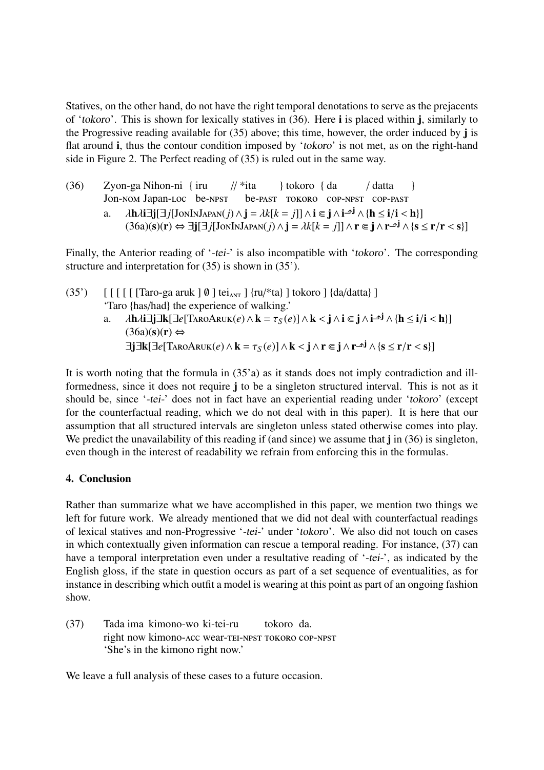Statives, on the other hand, do not have the right temporal denotations to serve as the prejacents of '*tokoro*'. This is shown for lexically statives in (36). Here **i** is placed within **j**, similarly to the Progressive reading available for (35) above; this time, however, the order induced by **j** is flat around **i**, thus the contour condition imposed by '*tokoro*' is not met, as on the right-hand side in Figure 2. The Perfect reading of (35) is ruled out in the same way.

(36) Zyon-ga Nihon-ni { iru // *ita } tokoro { da / datta }
Jon-NOM Japan-LOC be-NPST be-PAST TOKORO COP-NPST COP-PAST

a. $\lambda\mathbf{h}\lambda\mathbf{i}\exists\mathbf{j}[\exists j[\text{JonInJapan}(j) \wedge \mathbf{j} = \lambda k[k = j]] \wedge \mathbf{i} \Subset \mathbf{j} \wedge \mathbf{i}{\to\!\!\!\!\!\!\nearrow}^{\mathbf{j}} \wedge \{\mathbf{h} \leq \mathbf{i}/\mathbf{i} < \mathbf{h}\}]$
$(36a)(\mathbf{s})(\mathbf{r}) \Leftrightarrow \exists\mathbf{j}[\exists j[\text{JonInJapan}(j) \wedge \mathbf{j} = \lambda k[k = j]] \wedge \mathbf{r} \Subset \mathbf{j} \wedge \mathbf{r}{\to\!\!\!\!\!\!\nearrow}^{\mathbf{j}} \wedge \{\mathbf{s} \leq \mathbf{r}/\mathbf{r} < \mathbf{s}\}]$

Finally, the Anterior reading of '*-tei-*' is also incompatible with '*tokoro*'. The corresponding structure and interpretation for (35) is shown in (35').

(35') [ [ [ [ [ [Taro-ga aruk ] ∅ ] tei$_{\text{ANT}}$ ] {ru/*ta} ] tokoro ] {da/datta} ]
'Taro {has/had} the experience of walking.'

a. $\lambda\mathbf{h}\lambda\mathbf{i}\exists\mathbf{j}\exists\mathbf{k}[\exists e[\text{TaroAruk}(e) \wedge \mathbf{k} = \tau_S(e)] \wedge \mathbf{k} < \mathbf{j} \wedge \mathbf{i} \Subset \mathbf{j} \wedge \mathbf{i}{\to\!\!\!\!\!\!\nearrow}^{\mathbf{j}} \wedge \{\mathbf{h} \leq \mathbf{i}/\mathbf{i} < \mathbf{h}\}]$
$(36a)(\mathbf{s})(\mathbf{r}) \Leftrightarrow$
$\exists\mathbf{j}\exists\mathbf{k}[\exists e[\text{TaroAruk}(e) \wedge \mathbf{k} = \tau_S(e)] \wedge \mathbf{k} < \mathbf{j} \wedge \mathbf{r} \Subset \mathbf{j} \wedge \mathbf{r}{\to\!\!\!\!\!\!\nearrow}^{\mathbf{j}} \wedge \{\mathbf{s} \leq \mathbf{r}/\mathbf{r} < \mathbf{s}\}]$

It is worth noting that the formula in (35'a) as it stands does not imply contradiction and ill-formedness, since it does not require **j** to be a singleton structured interval. This is not as it should be, since '*-tei-*' does not in fact have an experiential reading under '*tokoro*' (except for the counterfactual reading, which we do not deal with in this paper). It is here that our assumption that all structured intervals are singleton unless stated otherwise comes into play. We predict the unavailability of this reading if (and since) we assume that **j** in (36) is singleton, even though in the interest of readability we refrain from enforcing this in the formulas.

## 4. Conclusion

Rather than summarize what we have accomplished in this paper, we mention two things we left for future work. We already mentioned that we did not deal with counterfactual readings of lexical statives and non-Progressive '*-tei-*' under '*tokoro*'. We also did not touch on cases in which contextually given information can rescue a temporal reading. For instance, (37) can have a temporal interpretation even under a resultative reading of '*-tei-*', as indicated by the English gloss, if the state in question occurs as part of a set sequence of eventualities, as for instance in describing which outfit a model is wearing at this point as part of an ongoing fashion show.

(37) Tada ima kimono-wo ki-tei-ru tokoro da.
right now kimono-ACC wear-TEI-NPST TOKORO COP-NPST
'She's in the kimono right now.'

We leave a full analysis of these cases to a future occasion.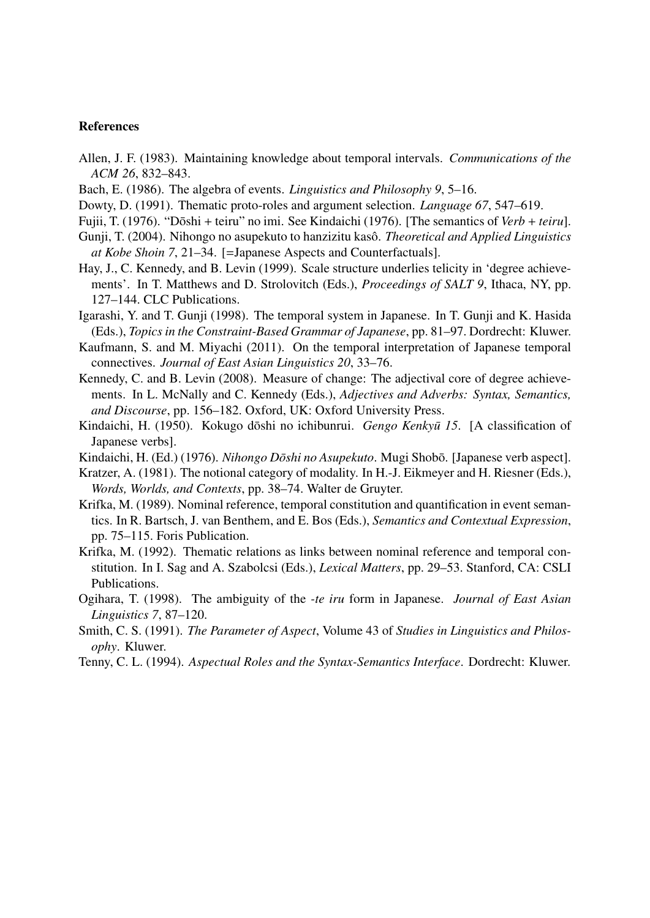**References**

Allen, J. F. (1983). Maintaining knowledge about temporal intervals. *Communications of the ACM 26*, 832–843.

Bach, E. (1986). The algebra of events. *Linguistics and Philosophy 9*, 5–16.

Dowty, D. (1991). Thematic proto-roles and argument selection. *Language 67*, 547–619.

Fujii, T. (1976). "Dōshi + teiru" no imi. See Kindaichi (1976). [The semantics of *Verb + teiru*].

Gunji, T. (2004). Nihongo no asupekuto to hanzizitu kasô. *Theoretical and Applied Linguistics at Kobe Shoin 7*, 21–34. [=Japanese Aspects and Counterfactuals].

Hay, J., C. Kennedy, and B. Levin (1999). Scale structure underlies telicity in 'degree achievements'. In T. Matthews and D. Strolovitch (Eds.), *Proceedings of SALT 9*, Ithaca, NY, pp. 127–144. CLC Publications.

Igarashi, Y. and T. Gunji (1998). The temporal system in Japanese. In T. Gunji and K. Hasida (Eds.), *Topics in the Constraint-Based Grammar of Japanese*, pp. 81–97. Dordrecht: Kluwer.

Kaufmann, S. and M. Miyachi (2011). On the temporal interpretation of Japanese temporal connectives. *Journal of East Asian Linguistics 20*, 33–76.

Kennedy, C. and B. Levin (2008). Measure of change: The adjectival core of degree achievements. In L. McNally and C. Kennedy (Eds.), *Adjectives and Adverbs: Syntax, Semantics, and Discourse*, pp. 156–182. Oxford, UK: Oxford University Press.

Kindaichi, H. (1950). Kokugo dōshi no ichibunrui. *Gengo Kenkyū 15*. [A classification of Japanese verbs].

Kindaichi, H. (Ed.) (1976). *Nihongo Dōshi no Asupekuto*. Mugi Shobō. [Japanese verb aspect].

Kratzer, A. (1981). The notional category of modality. In H.-J. Eikmeyer and H. Riesner (Eds.), *Words, Worlds, and Contexts*, pp. 38–74. Walter de Gruyter.

Krifka, M. (1989). Nominal reference, temporal constitution and quantification in event semantics. In R. Bartsch, J. van Benthem, and E. Bos (Eds.), *Semantics and Contextual Expression*, pp. 75–115. Foris Publication.

Krifka, M. (1992). Thematic relations as links between nominal reference and temporal constitution. In I. Sag and A. Szabolcsi (Eds.), *Lexical Matters*, pp. 29–53. Stanford, CA: CSLI Publications.

Ogihara, T. (1998). The ambiguity of the *-te iru* form in Japanese. *Journal of East Asian Linguistics 7*, 87–120.

Smith, C. S. (1991). *The Parameter of Aspect*, Volume 43 of *Studies in Linguistics and Philosophy*. Kluwer.

Tenny, C. L. (1994). *Aspectual Roles and the Syntax-Semantics Interface*. Dordrecht: Kluwer.